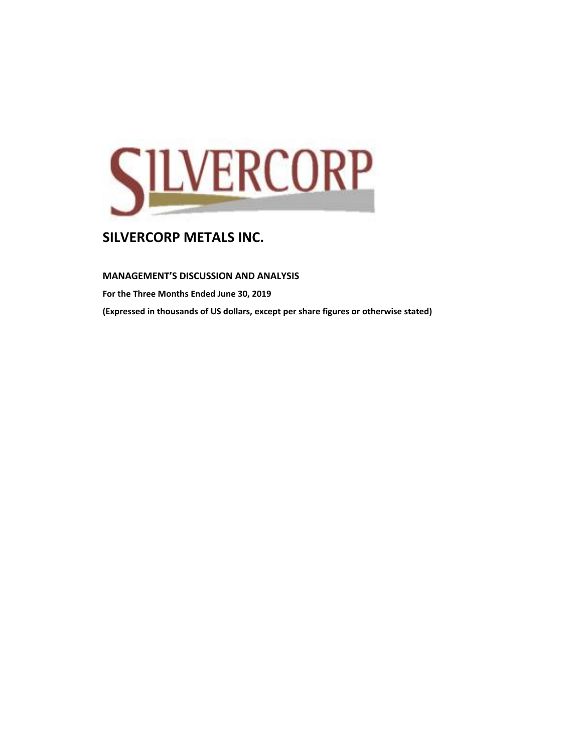# SILVERCORP METALS INC.

**MANAGEMENT'S DISCUSSION AND ANALYSIS**

**For the Three Months Ended June 30, 2019**

**(Expressed in thousands of US dollars, except per share figures or otherwise stated)**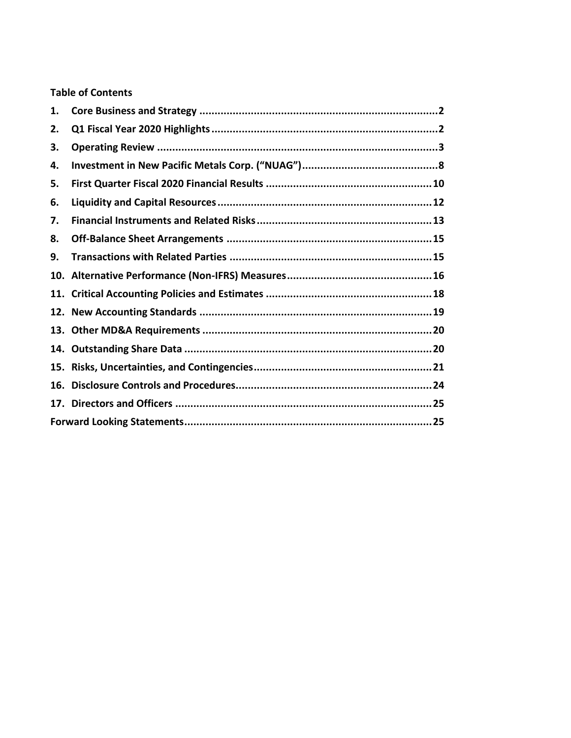**Table of Contents**

1. **Core Business and Strategy** .......... 2
2. **Q1 Fiscal Year 2020 Highlights** .......... 2
3. **Operating Review** .......... 3
4. **Investment in New Pacific Metals Corp. ("NUAG")** .......... 8
5. **First Quarter Fiscal 2020 Financial Results** .......... 10
6. **Liquidity and Capital Resources** .......... 12
7. **Financial Instruments and Related Risks** .......... 13
8. **Off-Balance Sheet Arrangements** .......... 15
9. **Transactions with Related Parties** .......... 15
10. **Alternative Performance (Non-IFRS) Measures** .......... 16
11. **Critical Accounting Policies and Estimates** .......... 18
12. **New Accounting Standards** .......... 19
13. **Other MD&A Requirements** .......... 20
14. **Outstanding Share Data** .......... 20
15. **Risks, Uncertainties, and Contingencies** .......... 21
16. **Disclosure Controls and Procedures** .......... 24
17. **Directors and Officers** .......... 25

**Forward Looking Statements** .......... 25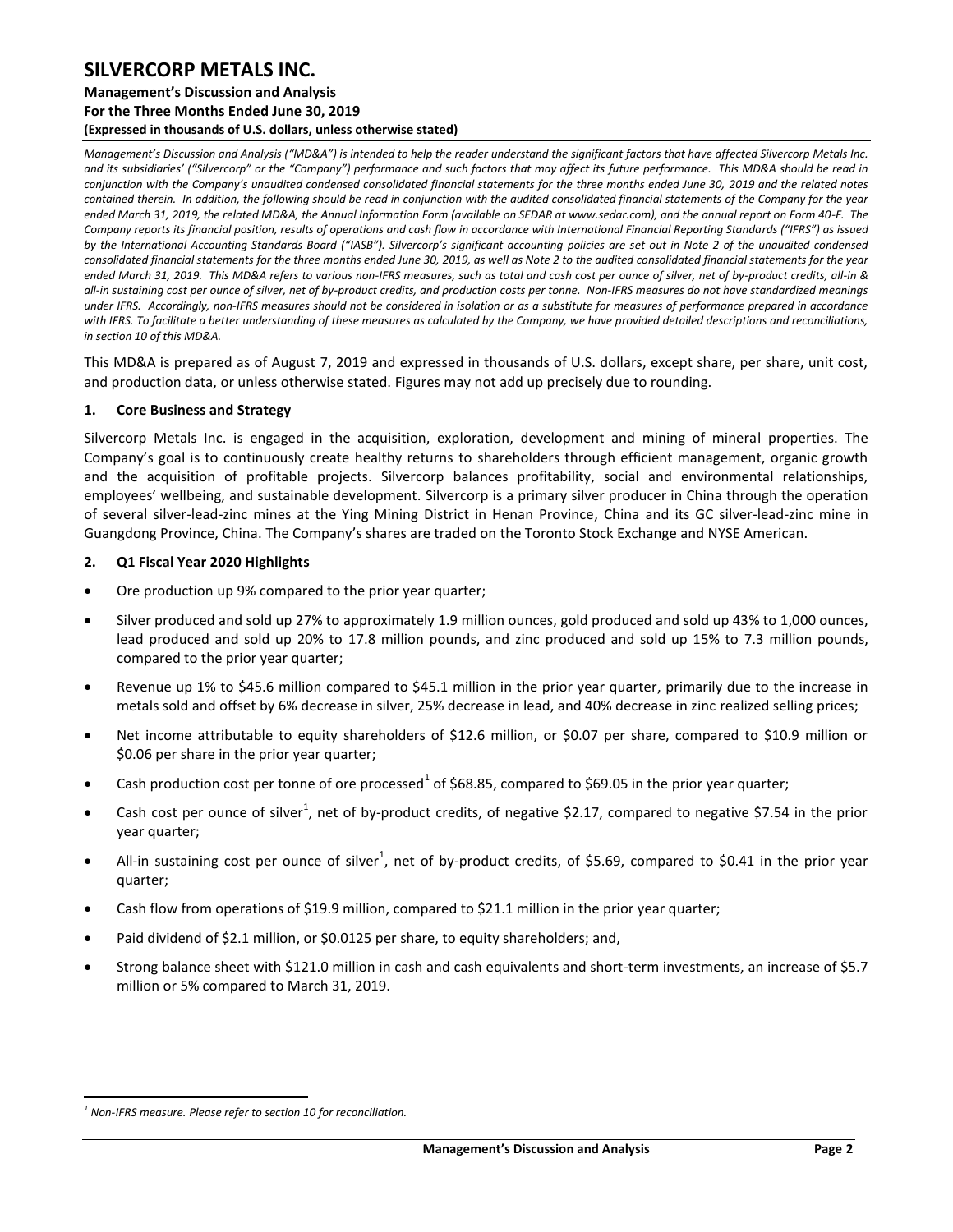# SILVERCORP METALS INC.

**Management's Discussion and Analysis**
**For the Three Months Ended June 30, 2019**
**(Expressed in thousands of U.S. dollars, unless otherwise stated)**

*Management's Discussion and Analysis ("MD&A") is intended to help the reader understand the significant factors that have affected Silvercorp Metals Inc. and its subsidiaries' ("Silvercorp" or the "Company") performance and such factors that may affect its future performance. This MD&A should be read in conjunction with the Company's unaudited condensed consolidated financial statements for the three months ended June 30, 2019 and the related notes contained therein. In addition, the following should be read in conjunction with the audited consolidated financial statements of the Company for the year ended March 31, 2019, the related MD&A, the Annual Information Form (available on SEDAR at www.sedar.com), and the annual report on Form 40-F. The Company reports its financial position, results of operations and cash flow in accordance with International Financial Reporting Standards ("IFRS") as issued by the International Accounting Standards Board ("IASB"). Silvercorp's significant accounting policies are set out in Note 2 of the unaudited condensed consolidated financial statements for the three months ended June 30, 2019, as well as Note 2 to the audited consolidated financial statements for the year ended March 31, 2019. This MD&A refers to various non-IFRS measures, such as total and cash cost per ounce of silver, net of by-product credits, all-in & all-in sustaining cost per ounce of silver, net of by-product credits, and production costs per tonne. Non-IFRS measures do not have standardized meanings under IFRS. Accordingly, non-IFRS measures should not be considered in isolation or as a substitute for measures of performance prepared in accordance with IFRS. To facilitate a better understanding of these measures as calculated by the Company, we have provided detailed descriptions and reconciliations, in section 10 of this MD&A.*

This MD&A is prepared as of August 7, 2019 and expressed in thousands of U.S. dollars, except share, per share, unit cost, and production data, or unless otherwise stated. Figures may not add up precisely due to rounding.

## 1. Core Business and Strategy

Silvercorp Metals Inc. is engaged in the acquisition, exploration, development and mining of mineral properties. The Company's goal is to continuously create healthy returns to shareholders through efficient management, organic growth and the acquisition of profitable projects. Silvercorp balances profitability, social and environmental relationships, employees' wellbeing, and sustainable development. Silvercorp is a primary silver producer in China through the operation of several silver-lead-zinc mines at the Ying Mining District in Henan Province, China and its GC silver-lead-zinc mine in Guangdong Province, China. The Company's shares are traded on the Toronto Stock Exchange and NYSE American.

## 2. Q1 Fiscal Year 2020 Highlights

- Ore production up 9% compared to the prior year quarter;
- Silver produced and sold up 27% to approximately 1.9 million ounces, gold produced and sold up 43% to 1,000 ounces, lead produced and sold up 20% to 17.8 million pounds, and zinc produced and sold up 15% to 7.3 million pounds, compared to the prior year quarter;
- Revenue up 1% to $45.6 million compared to $45.1 million in the prior year quarter, primarily due to the increase in metals sold and offset by 6% decrease in silver, 25% decrease in lead, and 40% decrease in zinc realized selling prices;
- Net income attributable to equity shareholders of $12.6 million, or $0.07 per share, compared to $10.9 million or $0.06 per share in the prior year quarter;
- Cash production cost per tonne of ore processed[1] of $68.85, compared to $69.05 in the prior year quarter;
- Cash cost per ounce of silver[1], net of by-product credits, of negative $2.17, compared to negative $7.54 in the prior year quarter;
- All-in sustaining cost per ounce of silver[1], net of by-product credits, of $5.69, compared to $0.41 in the prior year quarter;
- Cash flow from operations of $19.9 million, compared to $21.1 million in the prior year quarter;
- Paid dividend of $2.1 million, or $0.0125 per share, to equity shareholders; and,
- Strong balance sheet with $121.0 million in cash and cash equivalents and short-term investments, an increase of $5.7 million or 5% compared to March 31, 2019.

---

*[1] Non-IFRS measure. Please refer to section 10 for reconciliation.*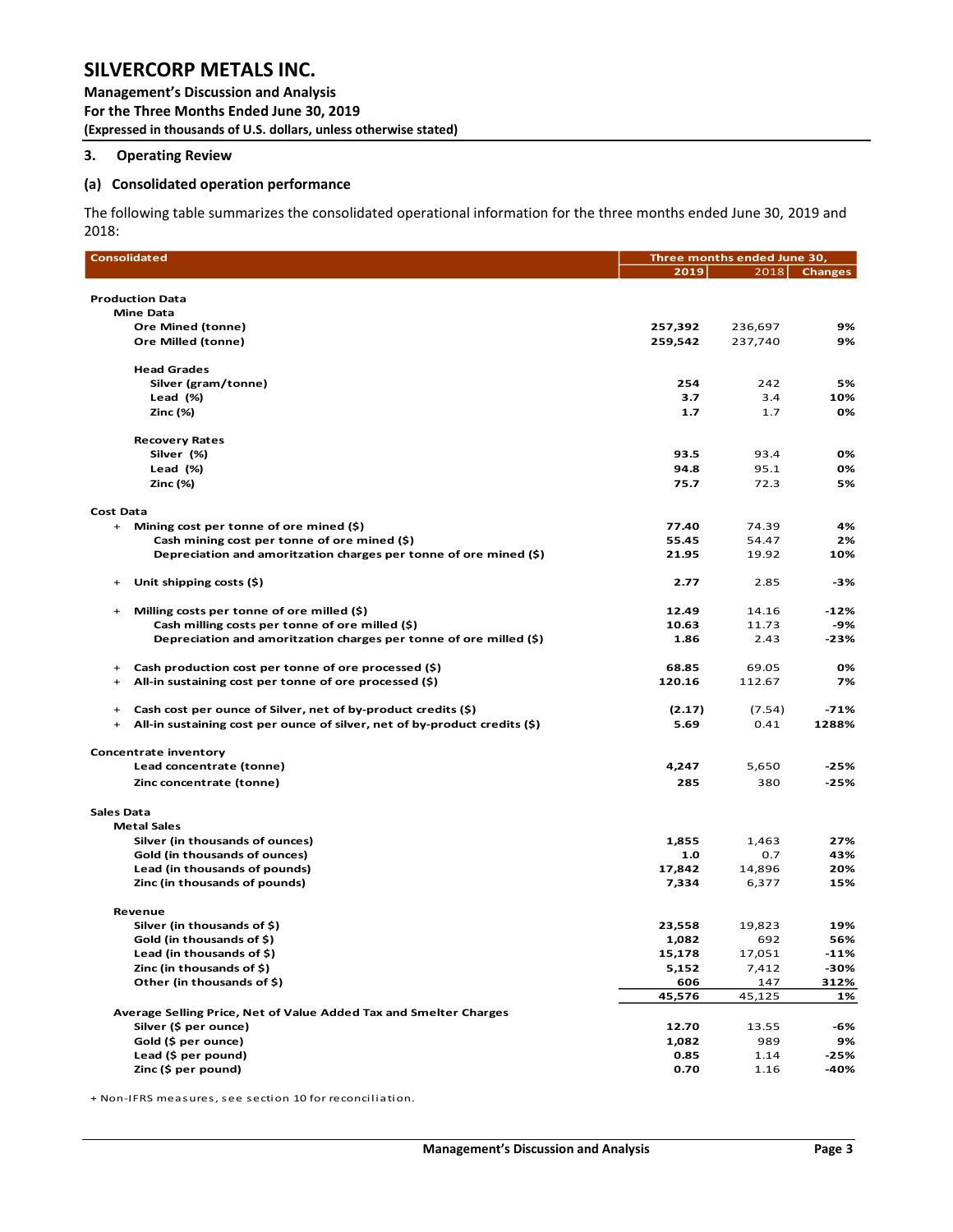### 3. Operating Review

#### (a) Consolidated operation performance

The following table summarizes the consolidated operational information for the three months ended June 30, 2019 and 2018:

| Consolidated | Three months ended June 30, | | |
|---|---|---|---|
| | 2019 | 2018 | Changes |
| **Production Data** | | | |
| **Mine Data** | | | |
| Ore Mined (tonne) | 257,392 | 236,697 | 9% |
| Ore Milled (tonne) | 259,542 | 237,740 | 9% |
| **Head Grades** | | | |
| Silver (gram/tonne) | 254 | 242 | 5% |
| Lead (%) | 3.7 | 3.4 | 10% |
| Zinc (%) | 1.7 | 1.7 | 0% |
| **Recovery Rates** | | | |
| Silver (%) | 93.5 | 93.4 | 0% |
| Lead (%) | 94.8 | 95.1 | 0% |
| Zinc (%) | 75.7 | 72.3 | 5% |
| **Cost Data** | | | |
| + Mining cost per tonne of ore mined ($) | 77.40 | 74.39 | 4% |
| Cash mining cost per tonne of ore mined ($) | 55.45 | 54.47 | 2% |
| Depreciation and amoritzation charges per tonne of ore mined ($) | 21.95 | 19.92 | 10% |
| + Unit shipping costs ($) | 2.77 | 2.85 | -3% |
| + Milling costs per tonne of ore milled ($) | 12.49 | 14.16 | -12% |
| Cash milling costs per tonne of ore milled ($) | 10.63 | 11.73 | -9% |
| Depreciation and amoritzation charges per tonne of ore milled ($) | 1.86 | 2.43 | -23% |
| + Cash production cost per tonne of ore processed ($) | 68.85 | 69.05 | 0% |
| + All-in sustaining cost per tonne of ore processed ($) | 120.16 | 112.67 | 7% |
| + Cash cost per ounce of Silver, net of by-product credits ($) | (2.17) | (7.54) | -71% |
| + All-in sustaining cost per ounce of silver, net of by-product credits ($) | 5.69 | 0.41 | 1288% |
| **Concentrate inventory** | | | |
| Lead concentrate (tonne) | 4,247 | 5,650 | -25% |
| Zinc concentrate (tonne) | 285 | 380 | -25% |
| **Sales Data** | | | |
| **Metal Sales** | | | |
| Silver (in thousands of ounces) | 1,855 | 1,463 | 27% |
| Gold (in thousands of ounces) | 1.0 | 0.7 | 43% |
| Lead (in thousands of pounds) | 17,842 | 14,896 | 20% |
| Zinc (in thousands of pounds) | 7,334 | 6,377 | 15% |
| **Revenue** | | | |
| Silver (in thousands of $) | 23,558 | 19,823 | 19% |
| Gold (in thousands of $) | 1,082 | 692 | 56% |
| Lead (in thousands of $) | 15,178 | 17,051 | -11% |
| Zinc (in thousands of $) | 5,152 | 7,412 | -30% |
| Other (in thousands of $) | 606 | 147 | 312% |
| | 45,576 | 45,125 | 1% |
| **Average Selling Price, Net of Value Added Tax and Smelter Charges** | | | |
| Silver ($ per ounce) | 12.70 | 13.55 | -6% |
| Gold ($ per ounce) | 1,082 | 989 | 9% |
| Lead ($ per pound) | 0.85 | 1.14 | -25% |
| Zinc ($ per pound) | 0.70 | 1.16 | -40% |

+ Non-IFRS measures, see section 10 for reconciliation.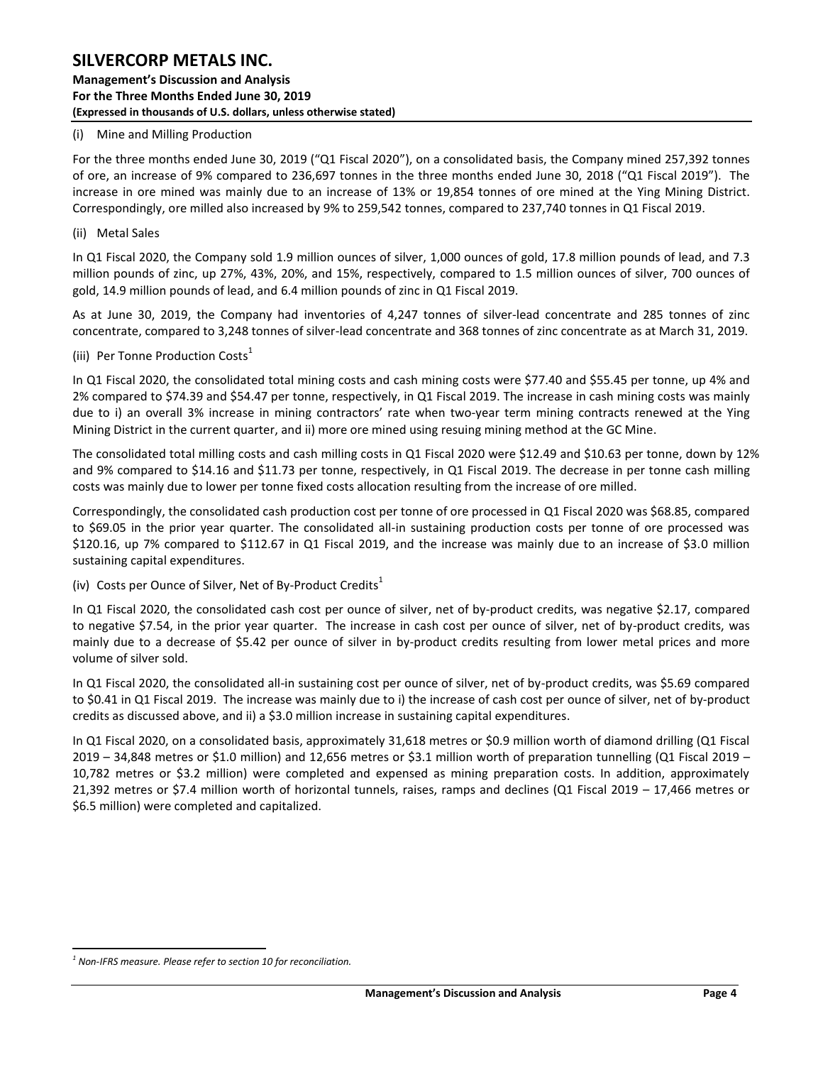(i) Mine and Milling Production

For the three months ended June 30, 2019 ("Q1 Fiscal 2020"), on a consolidated basis, the Company mined 257,392 tonnes of ore, an increase of 9% compared to 236,697 tonnes in the three months ended June 30, 2018 ("Q1 Fiscal 2019"). The increase in ore mined was mainly due to an increase of 13% or 19,854 tonnes of ore mined at the Ying Mining District. Correspondingly, ore milled also increased by 9% to 259,542 tonnes, compared to 237,740 tonnes in Q1 Fiscal 2019.

(ii) Metal Sales

In Q1 Fiscal 2020, the Company sold 1.9 million ounces of silver, 1,000 ounces of gold, 17.8 million pounds of lead, and 7.3 million pounds of zinc, up 27%, 43%, 20%, and 15%, respectively, compared to 1.5 million ounces of silver, 700 ounces of gold, 14.9 million pounds of lead, and 6.4 million pounds of zinc in Q1 Fiscal 2019.

As at June 30, 2019, the Company had inventories of 4,247 tonnes of silver-lead concentrate and 285 tonnes of zinc concentrate, compared to 3,248 tonnes of silver-lead concentrate and 368 tonnes of zinc concentrate as at March 31, 2019.

(iii) Per Tonne Production Costs[1]

In Q1 Fiscal 2020, the consolidated total mining costs and cash mining costs were $77.40 and $55.45 per tonne, up 4% and 2% compared to $74.39 and $54.47 per tonne, respectively, in Q1 Fiscal 2019. The increase in cash mining costs was mainly due to i) an overall 3% increase in mining contractors' rate when two-year term mining contracts renewed at the Ying Mining District in the current quarter, and ii) more ore mined using resuing mining method at the GC Mine.

The consolidated total milling costs and cash milling costs in Q1 Fiscal 2020 were $12.49 and $10.63 per tonne, down by 12% and 9% compared to $14.16 and $11.73 per tonne, respectively, in Q1 Fiscal 2019. The decrease in per tonne cash milling costs was mainly due to lower per tonne fixed costs allocation resulting from the increase of ore milled.

Correspondingly, the consolidated cash production cost per tonne of ore processed in Q1 Fiscal 2020 was $68.85, compared to $69.05 in the prior year quarter. The consolidated all-in sustaining production costs per tonne of ore processed was $120.16, up 7% compared to $112.67 in Q1 Fiscal 2019, and the increase was mainly due to an increase of $3.0 million sustaining capital expenditures.

(iv) Costs per Ounce of Silver, Net of By-Product Credits[1]

In Q1 Fiscal 2020, the consolidated cash cost per ounce of silver, net of by-product credits, was negative $2.17, compared to negative $7.54, in the prior year quarter. The increase in cash cost per ounce of silver, net of by-product credits, was mainly due to a decrease of $5.42 per ounce of silver in by-product credits resulting from lower metal prices and more volume of silver sold.

In Q1 Fiscal 2020, the consolidated all-in sustaining cost per ounce of silver, net of by-product credits, was $5.69 compared to $0.41 in Q1 Fiscal 2019. The increase was mainly due to i) the increase of cash cost per ounce of silver, net of by-product credits as discussed above, and ii) a $3.0 million increase in sustaining capital expenditures.

In Q1 Fiscal 2020, on a consolidated basis, approximately 31,618 metres or $0.9 million worth of diamond drilling (Q1 Fiscal 2019 – 34,848 metres or $1.0 million) and 12,656 metres or $3.1 million worth of preparation tunnelling (Q1 Fiscal 2019 – 10,782 metres or $3.2 million) were completed and expensed as mining preparation costs. In addition, approximately 21,392 metres or $7.4 million worth of horizontal tunnels, raises, ramps and declines (Q1 Fiscal 2019 – 17,466 metres or $6.5 million) were completed and capitalized.

[1] *Non-IFRS measure. Please refer to section 10 for reconciliation.*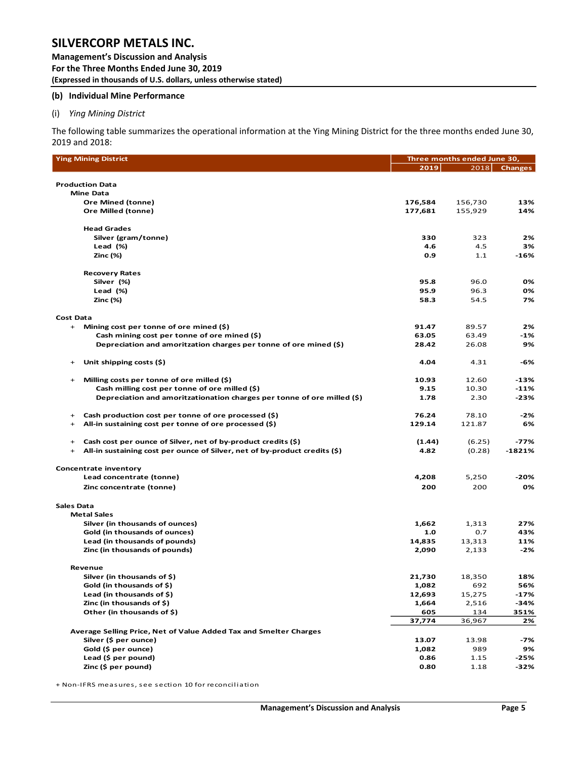### (b) Individual Mine Performance

(i) *Ying Mining District*

The following table summarizes the operational information at the Ying Mining District for the three months ended June 30, 2019 and 2018:

| Ying Mining District | Three months ended June 30, | | |
|---|---|---|---|
| | **2019** | 2018 | **Changes** |
| **Production Data** | | | |
| **Mine Data** | | | |
| **Ore Mined (tonne)** | **176,584** | 156,730 | **13%** |
| **Ore Milled (tonne)** | **177,681** | 155,929 | **14%** |
| **Head Grades** | | | |
| **Silver (gram/tonne)** | **330** | 323 | **2%** |
| **Lead (%)** | **4.6** | 4.5 | **3%** |
| **Zinc (%)** | **0.9** | 1.1 | **-16%** |
| **Recovery Rates** | | | |
| **Silver (%)** | **95.8** | 96.0 | **0%** |
| **Lead (%)** | **95.9** | 96.3 | **0%** |
| **Zinc (%)** | **58.3** | 54.5 | **7%** |
| **Cost Data** | | | |
| + **Mining cost per tonne of ore mined ($)** | **91.47** | 89.57 | **2%** |
| **Cash mining cost per tonne of ore mined ($)** | **63.05** | 63.49 | **-1%** |
| **Depreciation and amoritzation charges per tonne of ore mined ($)** | **28.42** | 26.08 | **9%** |
| + **Unit shipping costs ($)** | **4.04** | 4.31 | **-6%** |
| + **Milling costs per tonne of ore milled ($)** | **10.93** | 12.60 | **-13%** |
| **Cash milling cost per tonne of ore milled ($)** | **9.15** | 10.30 | **-11%** |
| **Depreciation and amoritzationation charges per tonne of ore milled ($)** | **1.78** | 2.30 | **-23%** |
| + **Cash production cost per tonne of ore processed ($)** | **76.24** | 78.10 | **-2%** |
| + **All-in sustaining cost per tonne of ore processed ($)** | **129.14** | 121.87 | **6%** |
| + **Cash cost per ounce of Silver, net of by-product credits ($)** | **(1.44)** | (6.25) | **-77%** |
| + **All-in sustaining cost per ounce of Silver, net of by-product credits ($)** | **4.82** | (0.28) | **-1821%** |
| **Concentrate inventory** | | | |
| **Lead concentrate (tonne)** | **4,208** | 5,250 | **-20%** |
| **Zinc concentrate (tonne)** | **200** | 200 | **0%** |
| **Sales Data** | | | |
| **Metal Sales** | | | |
| **Silver (in thousands of ounces)** | **1,662** | 1,313 | **27%** |
| **Gold (in thousands of ounces)** | **1.0** | 0.7 | **43%** |
| **Lead (in thousands of pounds)** | **14,835** | 13,313 | **11%** |
| **Zinc (in thousands of pounds)** | **2,090** | 2,133 | **-2%** |
| **Revenue** | | | |
| **Silver (in thousands of $)** | **21,730** | 18,350 | **18%** |
| **Gold (in thousands of $)** | **1,082** | 692 | **56%** |
| **Lead (in thousands of $)** | **12,693** | 15,275 | **-17%** |
| **Zinc (in thousands of $)** | **1,664** | 2,516 | **-34%** |
| **Other (in thousands of $)** | **605** | 134 | **351%** |
| | **37,774** | 36,967 | **2%** |
| **Average Selling Price, Net of Value Added Tax and Smelter Charges** | | | |
| **Silver ($ per ounce)** | **13.07** | 13.98 | **-7%** |
| **Gold ($ per ounce)** | **1,082** | 989 | **9%** |
| **Lead ($ per pound)** | **0.86** | 1.15 | **-25%** |
| **Zinc ($ per pound)** | **0.80** | 1.18 | **-32%** |

+ Non-IFRS measures, see section 10 for reconciliation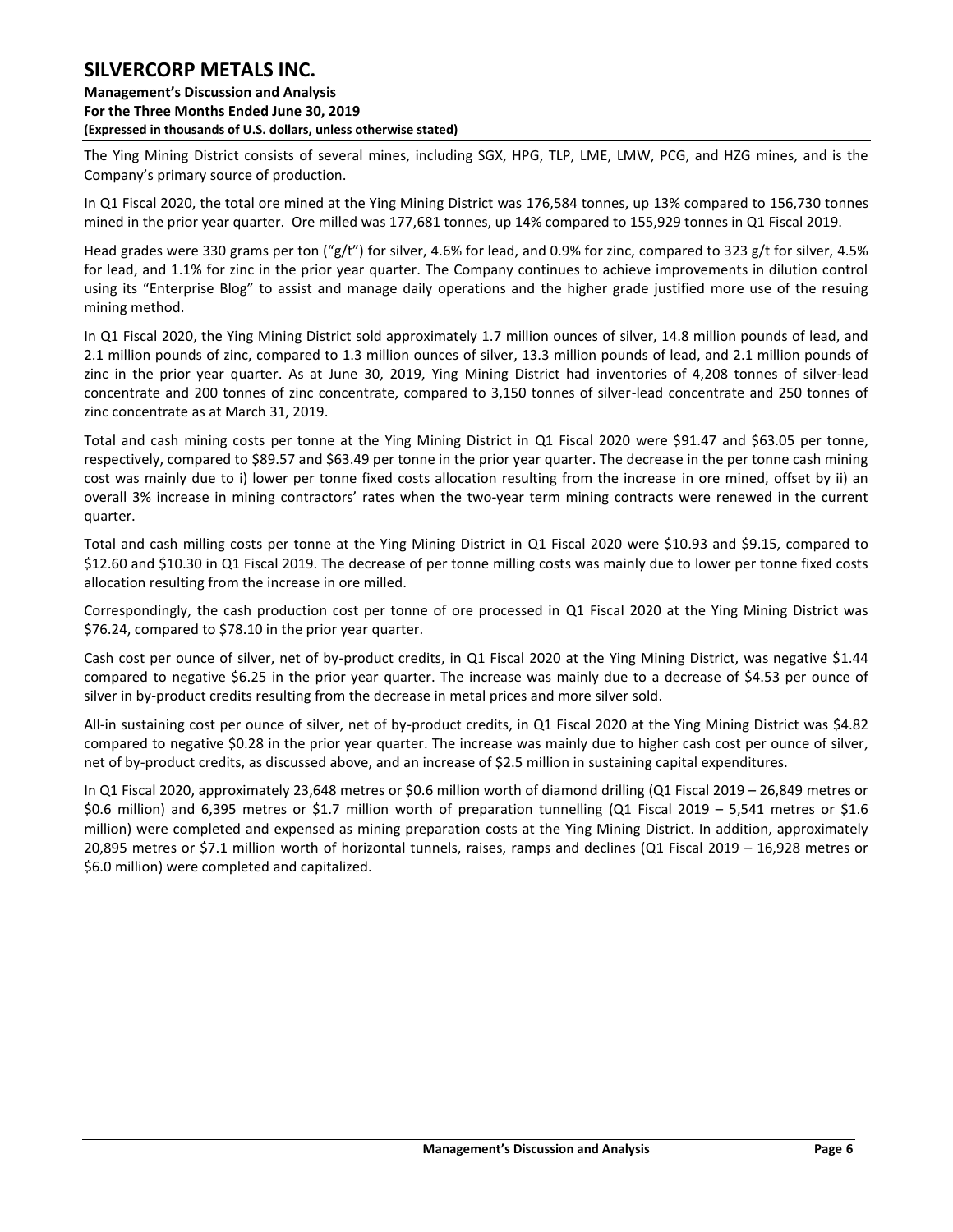The Ying Mining District consists of several mines, including SGX, HPG, TLP, LME, LMW, PCG, and HZG mines, and is the Company's primary source of production.

In Q1 Fiscal 2020, the total ore mined at the Ying Mining District was 176,584 tonnes, up 13% compared to 156,730 tonnes mined in the prior year quarter. Ore milled was 177,681 tonnes, up 14% compared to 155,929 tonnes in Q1 Fiscal 2019.

Head grades were 330 grams per ton ("g/t") for silver, 4.6% for lead, and 0.9% for zinc, compared to 323 g/t for silver, 4.5% for lead, and 1.1% for zinc in the prior year quarter. The Company continues to achieve improvements in dilution control using its "Enterprise Blog" to assist and manage daily operations and the higher grade justified more use of the resuing mining method.

In Q1 Fiscal 2020, the Ying Mining District sold approximately 1.7 million ounces of silver, 14.8 million pounds of lead, and 2.1 million pounds of zinc, compared to 1.3 million ounces of silver, 13.3 million pounds of lead, and 2.1 million pounds of zinc in the prior year quarter. As at June 30, 2019, Ying Mining District had inventories of 4,208 tonnes of silver-lead concentrate and 200 tonnes of zinc concentrate, compared to 3,150 tonnes of silver-lead concentrate and 250 tonnes of zinc concentrate as at March 31, 2019.

Total and cash mining costs per tonne at the Ying Mining District in Q1 Fiscal 2020 were $91.47 and $63.05 per tonne, respectively, compared to $89.57 and $63.49 per tonne in the prior year quarter. The decrease in the per tonne cash mining cost was mainly due to i) lower per tonne fixed costs allocation resulting from the increase in ore mined, offset by ii) an overall 3% increase in mining contractors' rates when the two-year term mining contracts were renewed in the current quarter.

Total and cash milling costs per tonne at the Ying Mining District in Q1 Fiscal 2020 were $10.93 and $9.15, compared to $12.60 and $10.30 in Q1 Fiscal 2019. The decrease of per tonne milling costs was mainly due to lower per tonne fixed costs allocation resulting from the increase in ore milled.

Correspondingly, the cash production cost per tonne of ore processed in Q1 Fiscal 2020 at the Ying Mining District was $76.24, compared to $78.10 in the prior year quarter.

Cash cost per ounce of silver, net of by-product credits, in Q1 Fiscal 2020 at the Ying Mining District, was negative $1.44 compared to negative $6.25 in the prior year quarter. The increase was mainly due to a decrease of $4.53 per ounce of silver in by-product credits resulting from the decrease in metal prices and more silver sold.

All-in sustaining cost per ounce of silver, net of by-product credits, in Q1 Fiscal 2020 at the Ying Mining District was $4.82 compared to negative $0.28 in the prior year quarter. The increase was mainly due to higher cash cost per ounce of silver, net of by-product credits, as discussed above, and an increase of $2.5 million in sustaining capital expenditures.

In Q1 Fiscal 2020, approximately 23,648 metres or $0.6 million worth of diamond drilling (Q1 Fiscal 2019 – 26,849 metres or $0.6 million) and 6,395 metres or $1.7 million worth of preparation tunnelling (Q1 Fiscal 2019 – 5,541 metres or $1.6 million) were completed and expensed as mining preparation costs at the Ying Mining District. In addition, approximately 20,895 metres or $7.1 million worth of horizontal tunnels, raises, ramps and declines (Q1 Fiscal 2019 – 16,928 metres or $6.0 million) were completed and capitalized.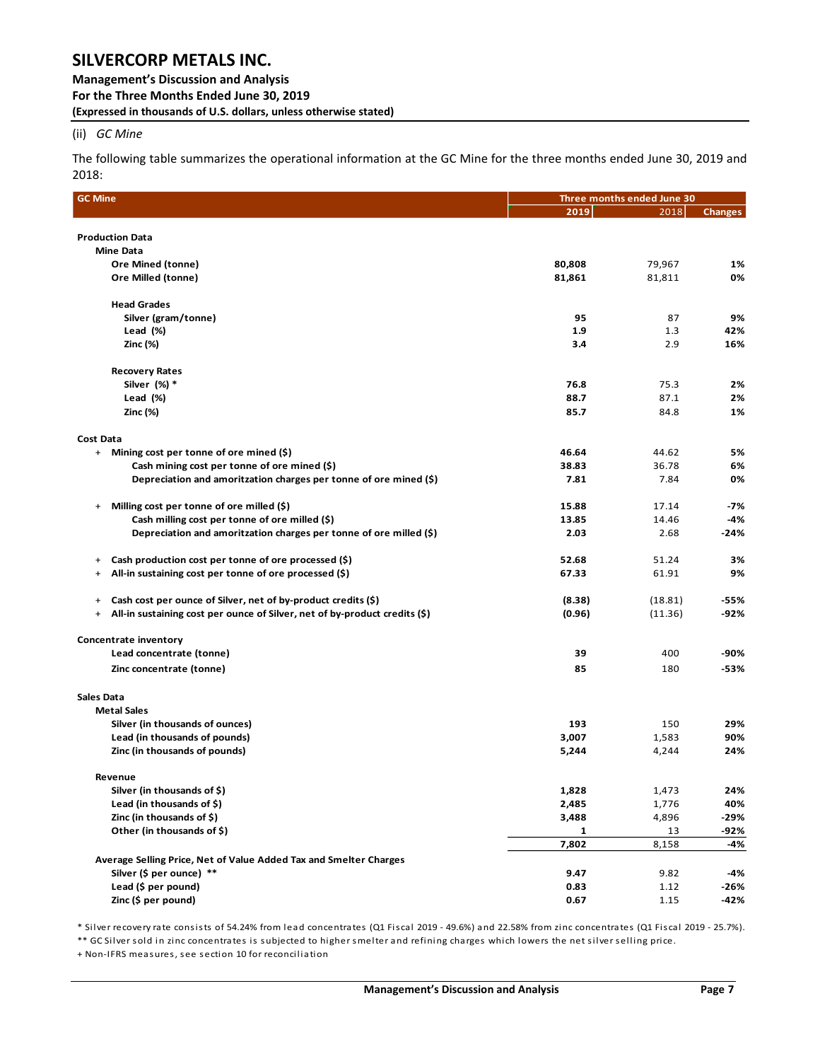(ii) *GC Mine*

The following table summarizes the operational information at the GC Mine for the three months ended June 30, 2019 and 2018:

| GC Mine | Three months ended June 30 | | |
|---|---|---|---|
| | 2019 | 2018 | Changes |
| **Production Data** | | | |
| **Mine Data** | | | |
| **Ore Mined (tonne)** | **80,808** | 79,967 | **1%** |
| **Ore Milled (tonne)** | **81,861** | 81,811 | **0%** |
| **Head Grades** | | | |
| **Silver (gram/tonne)** | **95** | 87 | **9%** |
| **Lead (%)** | **1.9** | 1.3 | **42%** |
| **Zinc (%)** | **3.4** | 2.9 | **16%** |
| **Recovery Rates** | | | |
| **Silver (%) *** | **76.8** | 75.3 | **2%** |
| **Lead (%)** | **88.7** | 87.1 | **2%** |
| **Zinc (%)** | **85.7** | 84.8 | **1%** |
| **Cost Data** | | | |
| + **Mining cost per tonne of ore mined ($)** | **46.64** | 44.62 | **5%** |
| **Cash mining cost per tonne of ore mined ($)** | **38.83** | 36.78 | **6%** |
| **Depreciation and amortization charges per tonne of ore mined ($)** | **7.81** | 7.84 | **0%** |
| + **Milling cost per tonne of ore milled ($)** | **15.88** | 17.14 | **-7%** |
| **Cash milling cost per tonne of ore milled ($)** | **13.85** | 14.46 | **-4%** |
| **Depreciation and amortization charges per tonne of ore milled ($)** | **2.03** | 2.68 | **-24%** |
| + **Cash production cost per tonne of ore processed ($)** | **52.68** | 51.24 | **3%** |
| + **All-in sustaining cost per tonne of ore processed ($)** | **67.33** | 61.91 | **9%** |
| + **Cash cost per ounce of Silver, net of by-product credits ($)** | **(8.38)** | (18.81) | **-55%** |
| + **All-in sustaining cost per ounce of Silver, net of by-product credits ($)** | **(0.96)** | (11.36) | **-92%** |
| **Concentrate inventory** | | | |
| **Lead concentrate (tonne)** | **39** | 400 | **-90%** |
| **Zinc concentrate (tonne)** | **85** | 180 | **-53%** |
| **Sales Data** | | | |
| **Metal Sales** | | | |
| **Silver (in thousands of ounces)** | **193** | 150 | **29%** |
| **Lead (in thousands of pounds)** | **3,007** | 1,583 | **90%** |
| **Zinc (in thousands of pounds)** | **5,244** | 4,244 | **24%** |
| **Revenue** | | | |
| **Silver (in thousands of $)** | **1,828** | 1,473 | **24%** |
| **Lead (in thousands of $)** | **2,485** | 1,776 | **40%** |
| **Zinc (in thousands of $)** | **3,488** | 4,896 | **-29%** |
| **Other (in thousands of $)** | **1** | 13 | **-92%** |
| | **7,802** | 8,158 | **-4%** |
| **Average Selling Price, Net of Value Added Tax and Smelter Charges** | | | |
| **Silver ($ per ounce) **** | **9.47** | 9.82 | **-4%** |
| **Lead ($ per pound)** | **0.83** | 1.12 | **-26%** |
| **Zinc ($ per pound)** | **0.67** | 1.15 | **-42%** |

* Silver recovery rate consists of 54.24% from lead concentrates (Q1 Fiscal 2019 - 49.6%) and 22.58% from zinc concentrates (Q1 Fiscal 2019 - 25.7%).

** GC Silver sold in zinc concentrates is subjected to higher smelter and refining charges which lowers the net silver selling price.

+ Non-IFRS measures, see section 10 for reconciliation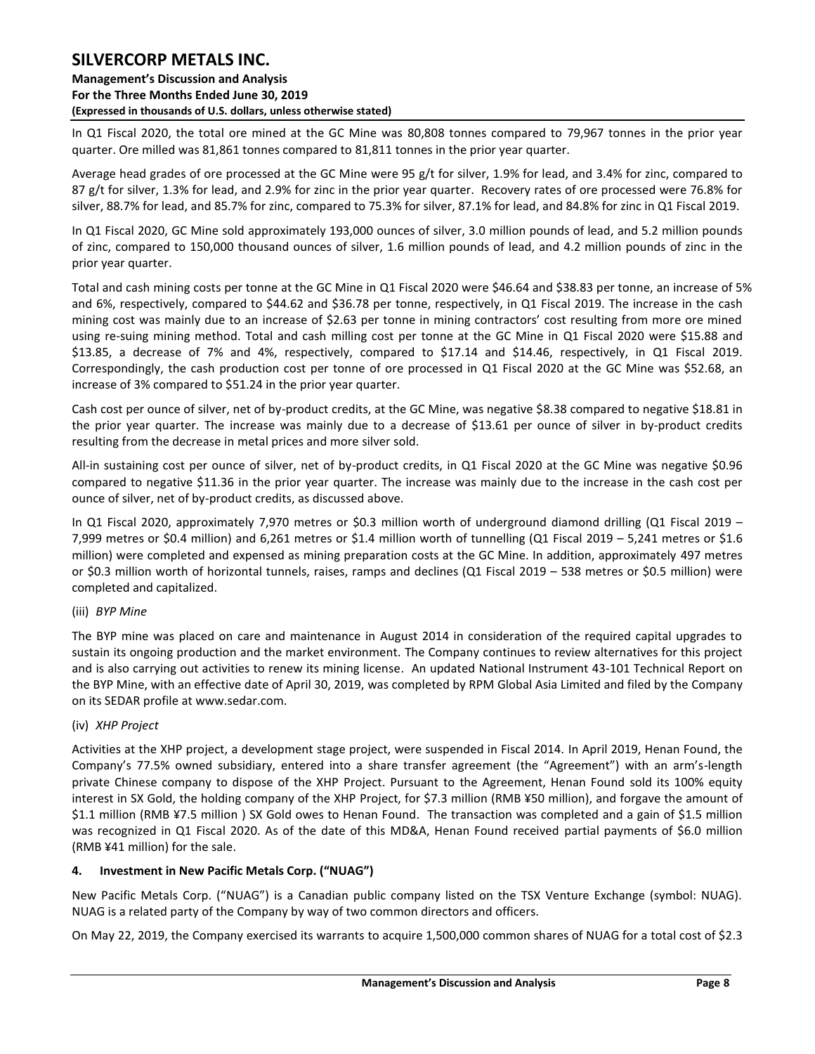In Q1 Fiscal 2020, the total ore mined at the GC Mine was 80,808 tonnes compared to 79,967 tonnes in the prior year quarter. Ore milled was 81,861 tonnes compared to 81,811 tonnes in the prior year quarter.

Average head grades of ore processed at the GC Mine were 95 g/t for silver, 1.9% for lead, and 3.4% for zinc, compared to 87 g/t for silver, 1.3% for lead, and 2.9% for zinc in the prior year quarter. Recovery rates of ore processed were 76.8% for silver, 88.7% for lead, and 85.7% for zinc, compared to 75.3% for silver, 87.1% for lead, and 84.8% for zinc in Q1 Fiscal 2019.

In Q1 Fiscal 2020, GC Mine sold approximately 193,000 ounces of silver, 3.0 million pounds of lead, and 5.2 million pounds of zinc, compared to 150,000 thousand ounces of silver, 1.6 million pounds of lead, and 4.2 million pounds of zinc in the prior year quarter.

Total and cash mining costs per tonne at the GC Mine in Q1 Fiscal 2020 were $46.64 and $38.83 per tonne, an increase of 5% and 6%, respectively, compared to $44.62 and $36.78 per tonne, respectively, in Q1 Fiscal 2019. The increase in the cash mining cost was mainly due to an increase of $2.63 per tonne in mining contractors' cost resulting from more ore mined using re-suing mining method. Total and cash milling cost per tonne at the GC Mine in Q1 Fiscal 2020 were $15.88 and $13.85, a decrease of 7% and 4%, respectively, compared to $17.14 and $14.46, respectively, in Q1 Fiscal 2019. Correspondingly, the cash production cost per tonne of ore processed in Q1 Fiscal 2020 at the GC Mine was $52.68, an increase of 3% compared to $51.24 in the prior year quarter.

Cash cost per ounce of silver, net of by-product credits, at the GC Mine, was negative $8.38 compared to negative $18.81 in the prior year quarter. The increase was mainly due to a decrease of $13.61 per ounce of silver in by-product credits resulting from the decrease in metal prices and more silver sold.

All-in sustaining cost per ounce of silver, net of by-product credits, in Q1 Fiscal 2020 at the GC Mine was negative $0.96 compared to negative $11.36 in the prior year quarter. The increase was mainly due to the increase in the cash cost per ounce of silver, net of by-product credits, as discussed above.

In Q1 Fiscal 2020, approximately 7,970 metres or $0.3 million worth of underground diamond drilling (Q1 Fiscal 2019 – 7,999 metres or $0.4 million) and 6,261 metres or $1.4 million worth of tunnelling (Q1 Fiscal 2019 – 5,241 metres or $1.6 million) were completed and expensed as mining preparation costs at the GC Mine. In addition, approximately 497 metres or $0.3 million worth of horizontal tunnels, raises, ramps and declines (Q1 Fiscal 2019 – 538 metres or $0.5 million) were completed and capitalized.

(iii) *BYP Mine*

The BYP mine was placed on care and maintenance in August 2014 in consideration of the required capital upgrades to sustain its ongoing production and the market environment. The Company continues to review alternatives for this project and is also carrying out activities to renew its mining license. An updated National Instrument 43-101 Technical Report on the BYP Mine, with an effective date of April 30, 2019, was completed by RPM Global Asia Limited and filed by the Company on its SEDAR profile at www.sedar.com.

(iv) *XHP Project*

Activities at the XHP project, a development stage project, were suspended in Fiscal 2014. In April 2019, Henan Found, the Company's 77.5% owned subsidiary, entered into a share transfer agreement (the "Agreement") with an arm's-length private Chinese company to dispose of the XHP Project. Pursuant to the Agreement, Henan Found sold its 100% equity interest in SX Gold, the holding company of the XHP Project, for $7.3 million (RMB ¥50 million), and forgave the amount of $1.1 million (RMB ¥7.5 million ) SX Gold owes to Henan Found. The transaction was completed and a gain of $1.5 million was recognized in Q1 Fiscal 2020. As of the date of this MD&A, Henan Found received partial payments of $6.0 million (RMB ¥41 million) for the sale.

## 4. Investment in New Pacific Metals Corp. ("NUAG")

New Pacific Metals Corp. ("NUAG") is a Canadian public company listed on the TSX Venture Exchange (symbol: NUAG). NUAG is a related party of the Company by way of two common directors and officers.

On May 22, 2019, the Company exercised its warrants to acquire 1,500,000 common shares of NUAG for a total cost of $2.3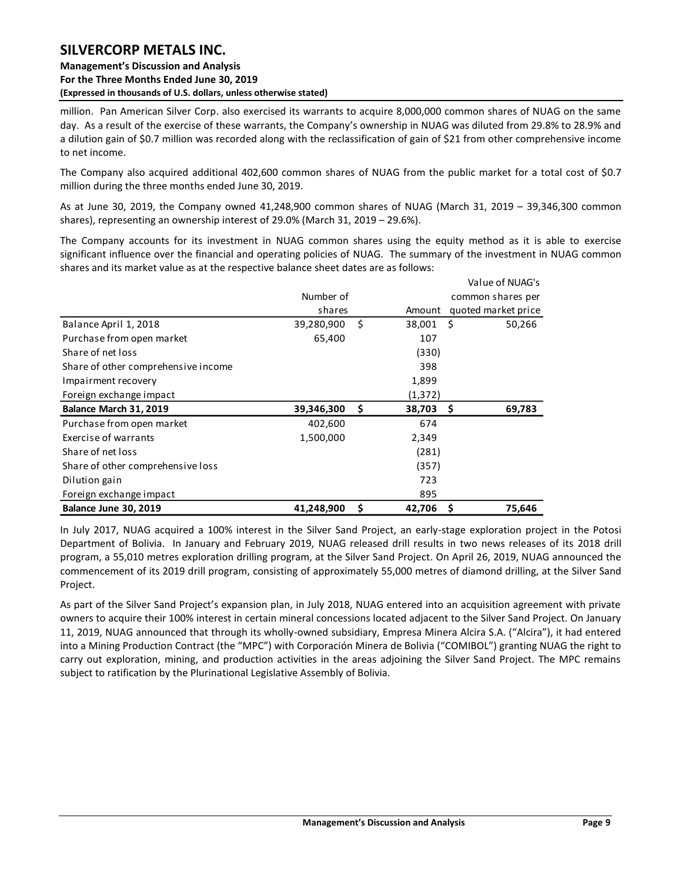million. Pan American Silver Corp. also exercised its warrants to acquire 8,000,000 common shares of NUAG on the same day. As a result of the exercise of these warrants, the Company's ownership in NUAG was diluted from 29.8% to 28.9% and a dilution gain of $0.7 million was recorded along with the reclassification of gain of $21 from other comprehensive income to net income.

The Company also acquired additional 402,600 common shares of NUAG from the public market for a total cost of $0.7 million during the three months ended June 30, 2019.

As at June 30, 2019, the Company owned 41,248,900 common shares of NUAG (March 31, 2019 – 39,346,300 common shares), representing an ownership interest of 29.0% (March 31, 2019 – 29.6%).

The Company accounts for its investment in NUAG common shares using the equity method as it is able to exercise significant influence over the financial and operating policies of NUAG. The summary of the investment in NUAG common shares and its market value as at the respective balance sheet dates are as follows:

| | Number of shares | Amount | Value of NUAG's common shares per quoted market price |
|---|---|---|---|
| Balance April 1, 2018 | 39,280,900 | $ 38,001 | $ 50,266 |
| Purchase from open market | 65,400 | 107 | |
| Share of net loss | | (330) | |
| Share of other comprehensive income | | 398 | |
| Impairment recovery | | 1,899 | |
| Foreign exchange impact | | (1,372) | |
| **Balance March 31, 2019** | **39,346,300** | **$ 38,703** | **$ 69,783** |
| Purchase from open market | 402,600 | 674 | |
| Exercise of warrants | 1,500,000 | 2,349 | |
| Share of net loss | | (281) | |
| Share of other comprehensive loss | | (357) | |
| Dilution gain | | 723 | |
| Foreign exchange impact | | 895 | |
| **Balance June 30, 2019** | **41,248,900** | **$ 42,706** | **$ 75,646** |

In July 2017, NUAG acquired a 100% interest in the Silver Sand Project, an early-stage exploration project in the Potosi Department of Bolivia. In January and February 2019, NUAG released drill results in two news releases of its 2018 drill program, a 55,010 metres exploration drilling program, at the Silver Sand Project. On April 26, 2019, NUAG announced the commencement of its 2019 drill program, consisting of approximately 55,000 metres of diamond drilling, at the Silver Sand Project.

As part of the Silver Sand Project's expansion plan, in July 2018, NUAG entered into an acquisition agreement with private owners to acquire their 100% interest in certain mineral concessions located adjacent to the Silver Sand Project. On January 11, 2019, NUAG announced that through its wholly-owned subsidiary, Empresa Minera Alcira S.A. ("Alcira"), it had entered into a Mining Production Contract (the "MPC") with Corporación Minera de Bolivia ("COMIBOL") granting NUAG the right to carry out exploration, mining, and production activities in the areas adjoining the Silver Sand Project. The MPC remains subject to ratification by the Plurinational Legislative Assembly of Bolivia.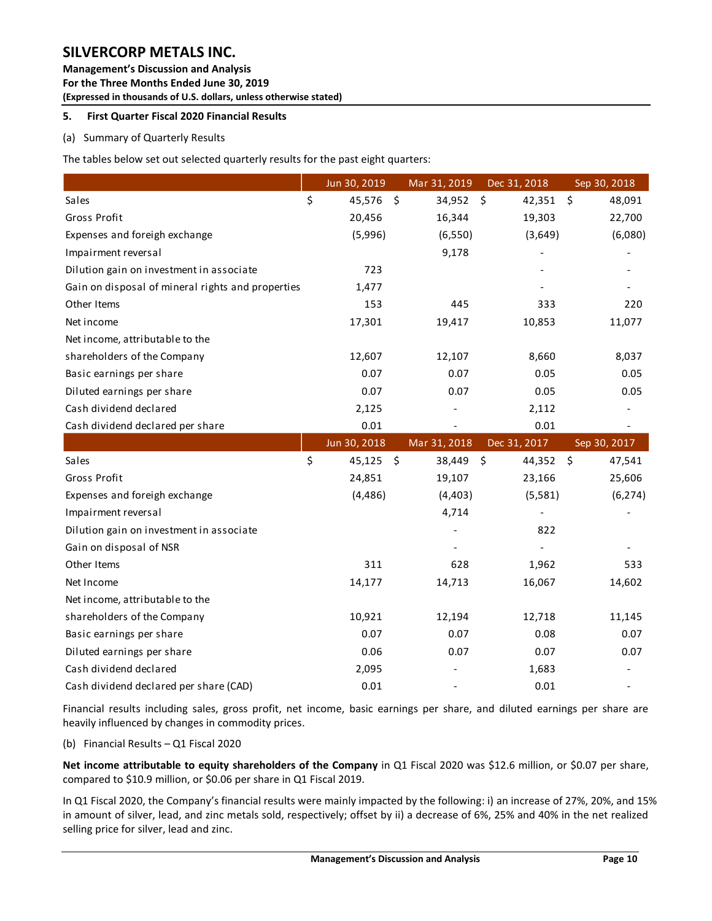## 5. First Quarter Fiscal 2020 Financial Results

(a) Summary of Quarterly Results

The tables below set out selected quarterly results for the past eight quarters:

| | Jun 30, 2019 | Mar 31, 2019 | Dec 31, 2018 | Sep 30, 2018 |
|---|---|---|---|---|
| Sales | $ 45,576 | $ 34,952 | $ 42,351 | $ 48,091 |
| Gross Profit | 20,456 | 16,344 | 19,303 | 22,700 |
| Expenses and foreign exchange | (5,996) | (6,550) | (3,649) | (6,080) |
| Impairment reversal | | 9,178 | - | - |
| Dilution gain on investment in associate | 723 | | - | - |
| Gain on disposal of mineral rights and properties | 1,477 | | - | - |
| Other Items | 153 | 445 | 333 | 220 |
| Net income | 17,301 | 19,417 | 10,853 | 11,077 |
| Net income, attributable to the shareholders of the Company | 12,607 | 12,107 | 8,660 | 8,037 |
| Basic earnings per share | 0.07 | 0.07 | 0.05 | 0.05 |
| Diluted earnings per share | 0.07 | 0.07 | 0.05 | 0.05 |
| Cash dividend declared | 2,125 | - | 2,112 | - |
| Cash dividend declared per share | 0.01 | - | 0.01 | - |
| | **Jun 30, 2018** | **Mar 31, 2018** | **Dec 31, 2017** | **Sep 30, 2017** |
| Sales | $ 45,125 | $ 38,449 | $ 44,352 | $ 47,541 |
| Gross Profit | 24,851 | 19,107 | 23,166 | 25,606 |
| Expenses and foreign exchange | (4,486) | (4,403) | (5,581) | (6,274) |
| Impairment reversal | | 4,714 | - | - |
| Dilution gain on investment in associate | | - | 822 | |
| Gain on disposal of NSR | | - | - | - |
| Other Items | 311 | 628 | 1,962 | 533 |
| Net Income | 14,177 | 14,713 | 16,067 | 14,602 |
| Net income, attributable to the shareholders of the Company | 10,921 | 12,194 | 12,718 | 11,145 |
| Basic earnings per share | 0.07 | 0.07 | 0.08 | 0.07 |
| Diluted earnings per share | 0.06 | 0.07 | 0.07 | 0.07 |
| Cash dividend declared | 2,095 | - | 1,683 | - |
| Cash dividend declared per share (CAD) | 0.01 | - | 0.01 | - |

Financial results including sales, gross profit, net income, basic earnings per share, and diluted earnings per share are heavily influenced by changes in commodity prices.

(b) Financial Results – Q1 Fiscal 2020

**Net income attributable to equity shareholders of the Company** in Q1 Fiscal 2020 was $12.6 million, or $0.07 per share, compared to $10.9 million, or $0.06 per share in Q1 Fiscal 2019.

In Q1 Fiscal 2020, the Company's financial results were mainly impacted by the following: i) an increase of 27%, 20%, and 15% in amount of silver, lead, and zinc metals sold, respectively; offset by ii) a decrease of 6%, 25% and 40% in the net realized selling price for silver, lead and zinc.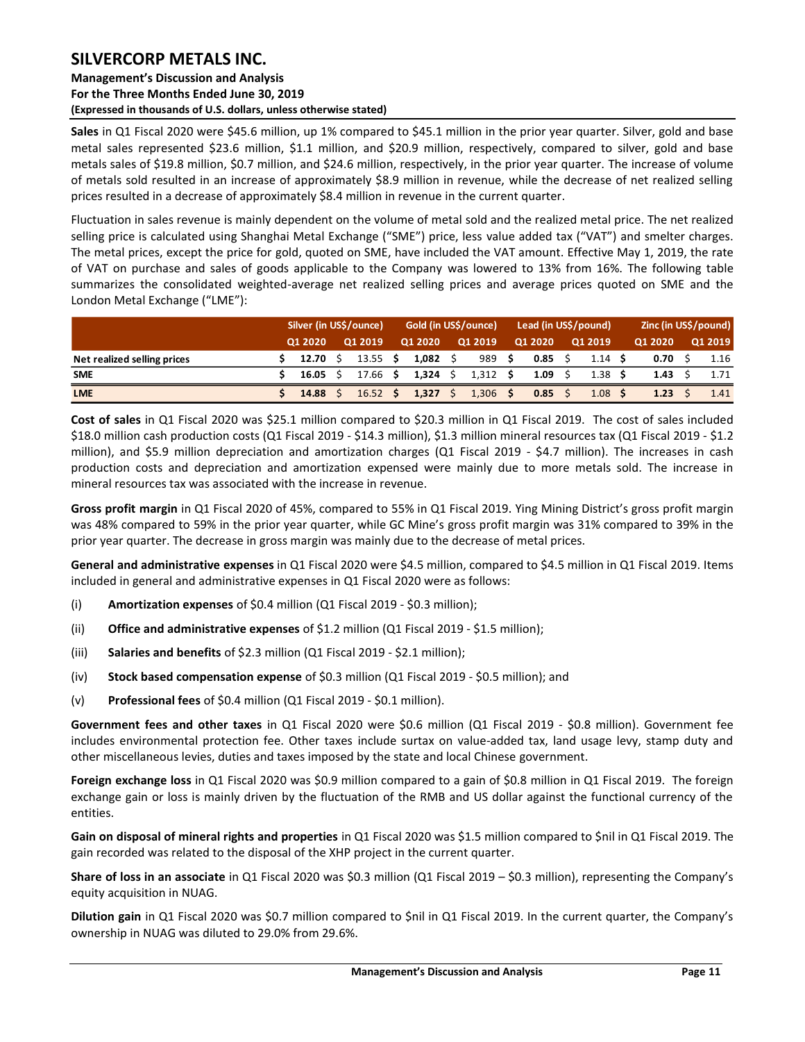**Sales** in Q1 Fiscal 2020 were $45.6 million, up 1% compared to $45.1 million in the prior year quarter. Silver, gold and base metal sales represented $23.6 million, $1.1 million, and $20.9 million, respectively, compared to silver, gold and base metals sales of $19.8 million, $0.7 million, and $24.6 million, respectively, in the prior year quarter. The increase of volume of metals sold resulted in an increase of approximately $8.9 million in revenue, while the decrease of net realized selling prices resulted in a decrease of approximately $8.4 million in revenue in the current quarter.

Fluctuation in sales revenue is mainly dependent on the volume of metal sold and the realized metal price. The net realized selling price is calculated using Shanghai Metal Exchange ("SME") price, less value added tax ("VAT") and smelter charges. The metal prices, except the price for gold, quoted on SME, have included the VAT amount. Effective May 1, 2019, the rate of VAT on purchase and sales of goods applicable to the Company was lowered to 13% from 16%. The following table summarizes the consolidated weighted-average net realized selling prices and average prices quoted on SME and the London Metal Exchange ("LME"):

| | Silver (in US$/ounce) | | Gold (in US$/ounce) | | Lead (in US$/pound) | | Zinc (in US$/pound) | |
|---|---|---|---|---|---|---|---|---|
| | Q1 2020 | Q1 2019 | Q1 2020 | Q1 2019 | Q1 2020 | Q1 2019 | Q1 2020 | Q1 2019 |
| **Net realized selling prices** | **$ 12.70** | $ 13.55 | **$ 1,082** | $ 989 | **$ 0.85** | $ 1.14 | **$ 0.70** | $ 1.16 |
| **SME** | **$ 16.05** | $ 17.66 | **$ 1,324** | $ 1,312 | **$ 1.09** | $ 1.38 | **$ 1.43** | $ 1.71 |
| **LME** | **$ 14.88** | $ 16.52 | **$ 1,327** | $ 1,306 | **$ 0.85** | $ 1.08 | **$ 1.23** | $ 1.41 |

**Cost of sales** in Q1 Fiscal 2020 was $25.1 million compared to $20.3 million in Q1 Fiscal 2019. The cost of sales included $18.0 million cash production costs (Q1 Fiscal 2019 - $14.3 million), $1.3 million mineral resources tax (Q1 Fiscal 2019 - $1.2 million), and $5.9 million depreciation and amortization charges (Q1 Fiscal 2019 - $4.7 million). The increases in cash production costs and depreciation and amortization expensed were mainly due to more metals sold. The increase in mineral resources tax was associated with the increase in revenue.

**Gross profit margin** in Q1 Fiscal 2020 of 45%, compared to 55% in Q1 Fiscal 2019. Ying Mining District's gross profit margin was 48% compared to 59% in the prior year quarter, while GC Mine's gross profit margin was 31% compared to 39% in the prior year quarter. The decrease in gross margin was mainly due to the decrease of metal prices.

**General and administrative expenses** in Q1 Fiscal 2020 were $4.5 million, compared to $4.5 million in Q1 Fiscal 2019. Items included in general and administrative expenses in Q1 Fiscal 2020 were as follows:

(i) **Amortization expenses** of $0.4 million (Q1 Fiscal 2019 - $0.3 million);

(ii) **Office and administrative expenses** of $1.2 million (Q1 Fiscal 2019 - $1.5 million);

(iii) **Salaries and benefits** of $2.3 million (Q1 Fiscal 2019 - $2.1 million);

(iv) **Stock based compensation expense** of $0.3 million (Q1 Fiscal 2019 - $0.5 million); and

(v) **Professional fees** of $0.4 million (Q1 Fiscal 2019 - $0.1 million).

**Government fees and other taxes** in Q1 Fiscal 2020 were $0.6 million (Q1 Fiscal 2019 - $0.8 million). Government fee includes environmental protection fee. Other taxes include surtax on value-added tax, land usage levy, stamp duty and other miscellaneous levies, duties and taxes imposed by the state and local Chinese government.

**Foreign exchange loss** in Q1 Fiscal 2020 was $0.9 million compared to a gain of $0.8 million in Q1 Fiscal 2019. The foreign exchange gain or loss is mainly driven by the fluctuation of the RMB and US dollar against the functional currency of the entities.

**Gain on disposal of mineral rights and properties** in Q1 Fiscal 2020 was $1.5 million compared to $nil in Q1 Fiscal 2019. The gain recorded was related to the disposal of the XHP project in the current quarter.

**Share of loss in an associate** in Q1 Fiscal 2020 was $0.3 million (Q1 Fiscal 2019 – $0.3 million), representing the Company's equity acquisition in NUAG.

**Dilution gain** in Q1 Fiscal 2020 was $0.7 million compared to $nil in Q1 Fiscal 2019. In the current quarter, the Company's ownership in NUAG was diluted to 29.0% from 29.6%.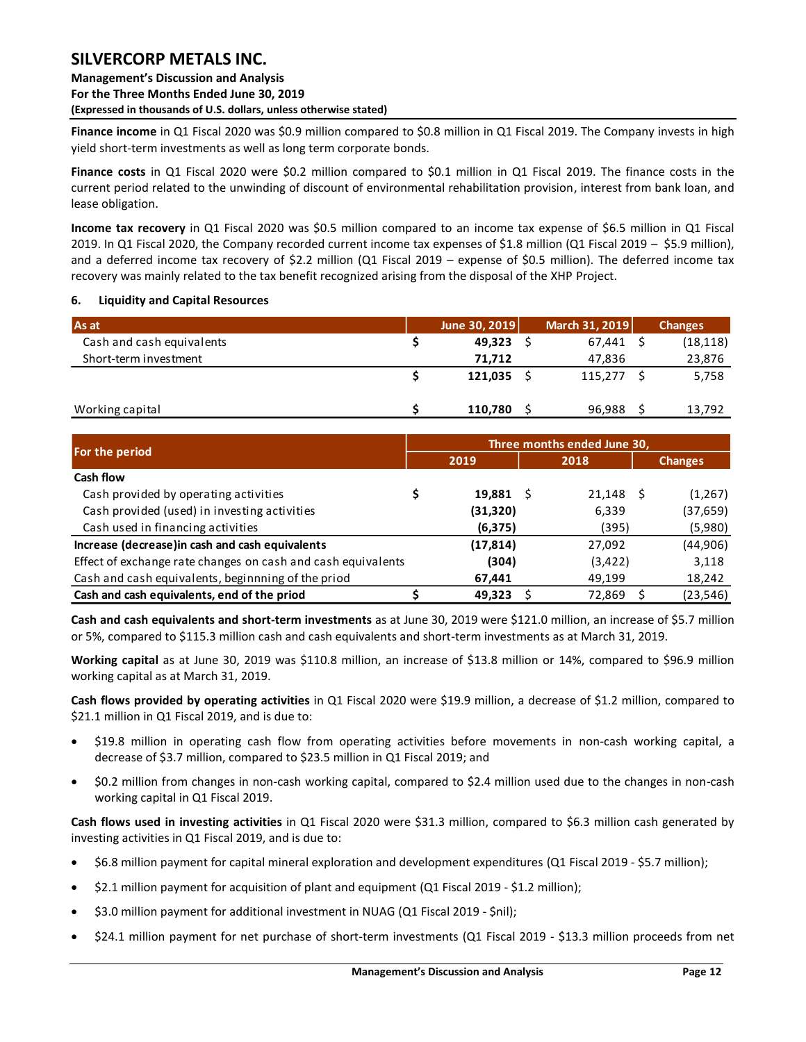**Finance income** in Q1 Fiscal 2020 was \$0.9 million compared to \$0.8 million in Q1 Fiscal 2019. The Company invests in high yield short-term investments as well as long term corporate bonds.

**Finance costs** in Q1 Fiscal 2020 were \$0.2 million compared to \$0.1 million in Q1 Fiscal 2019. The finance costs in the current period related to the unwinding of discount of environmental rehabilitation provision, interest from bank loan, and lease obligation.

**Income tax recovery** in Q1 Fiscal 2020 was \$0.5 million compared to an income tax expense of \$6.5 million in Q1 Fiscal 2019. In Q1 Fiscal 2020, the Company recorded current income tax expenses of \$1.8 million (Q1 Fiscal 2019 – \$5.9 million), and a deferred income tax recovery of \$2.2 million (Q1 Fiscal 2019 – expense of \$0.5 million). The deferred income tax recovery was mainly related to the tax benefit recognized arising from the disposal of the XHP Project.

## 6. Liquidity and Capital Resources

| As at | June 30, 2019 | March 31, 2019 | Changes |
|---|---|---|---|
| Cash and cash equivalents | \$ **49,323** | \$ 67,441 | \$ (18,118) |
| Short-term investment | **71,712** | 47,836 | 23,876 |
| | \$ **121,035** | \$ 115,277 | \$ 5,758 |
| Working capital | \$ **110,780** | \$ 96,988 | \$ 13,792 |

| For the period | Three months ended June 30, | | |
|---|---|---|---|
| | 2019 | 2018 | Changes |
| **Cash flow** | | | |
| Cash provided by operating activities | \$ **19,881** | \$ 21,148 | \$ (1,267) |
| Cash provided (used) in investing activities | **(31,320)** | 6,339 | (37,659) |
| Cash used in financing activities | **(6,375)** | (395) | (5,980) |
| **Increase (decrease)in cash and cash equivalents** | **(17,814)** | 27,092 | (44,906) |
| Effect of exchange rate changes on cash and cash equivalents | **(304)** | (3,422) | 3,118 |
| Cash and cash equivalents, beginnning of the priod | **67,441** | 49,199 | 18,242 |
| **Cash and cash equivalents, end of the priod** | \$ **49,323** | \$ 72,869 | \$ (23,546) |

**Cash and cash equivalents and short-term investments** as at June 30, 2019 were \$121.0 million, an increase of \$5.7 million or 5%, compared to \$115.3 million cash and cash equivalents and short-term investments as at March 31, 2019.

**Working capital** as at June 30, 2019 was \$110.8 million, an increase of \$13.8 million or 14%, compared to \$96.9 million working capital as at March 31, 2019.

**Cash flows provided by operating activities** in Q1 Fiscal 2020 were \$19.9 million, a decrease of \$1.2 million, compared to \$21.1 million in Q1 Fiscal 2019, and is due to:

- \$19.8 million in operating cash flow from operating activities before movements in non-cash working capital, a decrease of \$3.7 million, compared to \$23.5 million in Q1 Fiscal 2019; and
- \$0.2 million from changes in non-cash working capital, compared to \$2.4 million used due to the changes in non-cash working capital in Q1 Fiscal 2019.

**Cash flows used in investing activities** in Q1 Fiscal 2020 were \$31.3 million, compared to \$6.3 million cash generated by investing activities in Q1 Fiscal 2019, and is due to:

- \$6.8 million payment for capital mineral exploration and development expenditures (Q1 Fiscal 2019 - \$5.7 million);
- \$2.1 million payment for acquisition of plant and equipment (Q1 Fiscal 2019 - \$1.2 million);
- \$3.0 million payment for additional investment in NUAG (Q1 Fiscal 2019 - \$nil);
- \$24.1 million payment for net purchase of short-term investments (Q1 Fiscal 2019 - \$13.3 million proceeds from net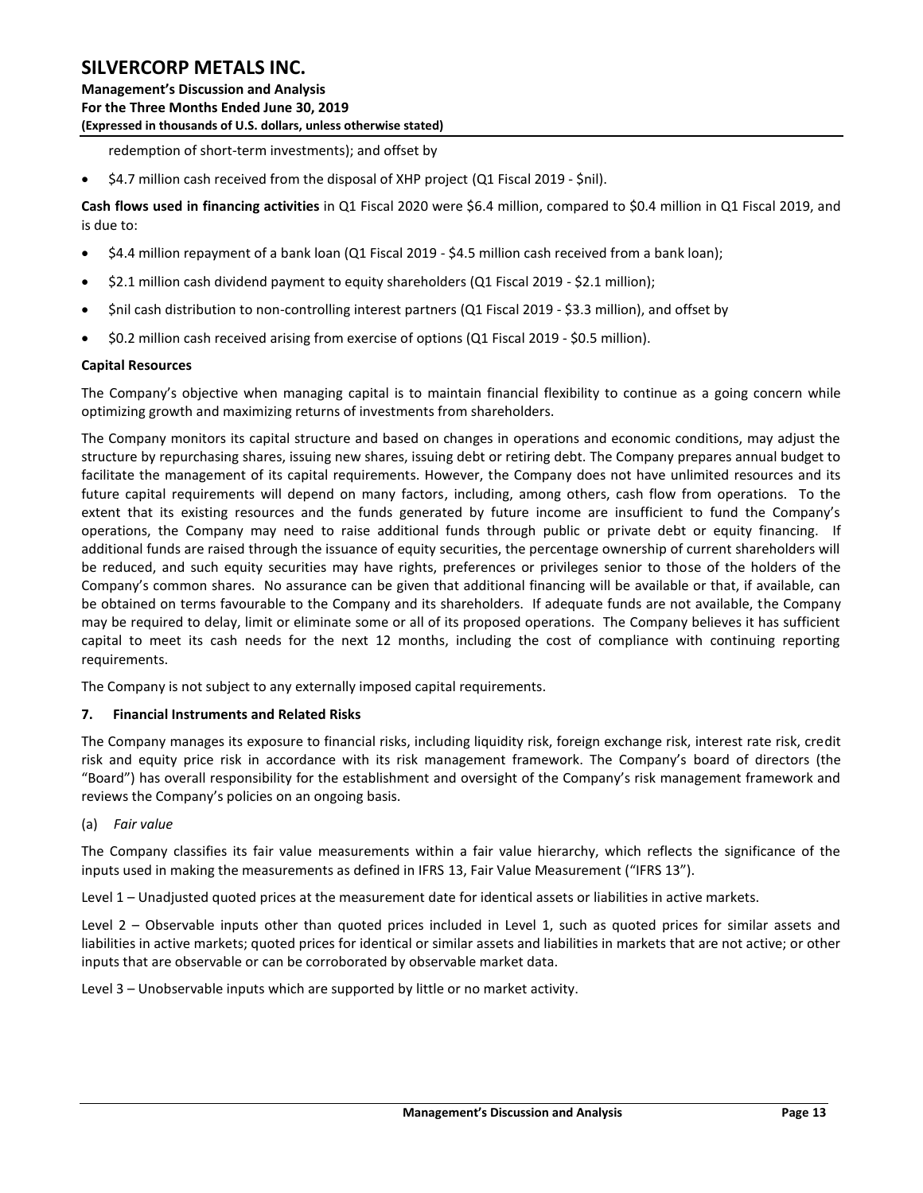redemption of short-term investments); and offset by

- $4.7 million cash received from the disposal of XHP project (Q1 Fiscal 2019 - $nil).

**Cash flows used in financing activities** in Q1 Fiscal 2020 were $6.4 million, compared to $0.4 million in Q1 Fiscal 2019, and is due to:

- $4.4 million repayment of a bank loan (Q1 Fiscal 2019 - $4.5 million cash received from a bank loan);
- $2.1 million cash dividend payment to equity shareholders (Q1 Fiscal 2019 - $2.1 million);
- $nil cash distribution to non-controlling interest partners (Q1 Fiscal 2019 - $3.3 million), and offset by
- $0.2 million cash received arising from exercise of options (Q1 Fiscal 2019 - $0.5 million).

**Capital Resources**

The Company's objective when managing capital is to maintain financial flexibility to continue as a going concern while optimizing growth and maximizing returns of investments from shareholders.

The Company monitors its capital structure and based on changes in operations and economic conditions, may adjust the structure by repurchasing shares, issuing new shares, issuing debt or retiring debt. The Company prepares annual budget to facilitate the management of its capital requirements. However, the Company does not have unlimited resources and its future capital requirements will depend on many factors, including, among others, cash flow from operations. To the extent that its existing resources and the funds generated by future income are insufficient to fund the Company's operations, the Company may need to raise additional funds through public or private debt or equity financing. If additional funds are raised through the issuance of equity securities, the percentage ownership of current shareholders will be reduced, and such equity securities may have rights, preferences or privileges senior to those of the holders of the Company's common shares. No assurance can be given that additional financing will be available or that, if available, can be obtained on terms favourable to the Company and its shareholders. If adequate funds are not available, the Company may be required to delay, limit or eliminate some or all of its proposed operations. The Company believes it has sufficient capital to meet its cash needs for the next 12 months, including the cost of compliance with continuing reporting requirements.

The Company is not subject to any externally imposed capital requirements.

## 7. Financial Instruments and Related Risks

The Company manages its exposure to financial risks, including liquidity risk, foreign exchange risk, interest rate risk, credit risk and equity price risk in accordance with its risk management framework. The Company's board of directors (the "Board") has overall responsibility for the establishment and oversight of the Company's risk management framework and reviews the Company's policies on an ongoing basis.

(a) *Fair value*

The Company classifies its fair value measurements within a fair value hierarchy, which reflects the significance of the inputs used in making the measurements as defined in IFRS 13, Fair Value Measurement ("IFRS 13").

Level 1 – Unadjusted quoted prices at the measurement date for identical assets or liabilities in active markets.

Level 2 – Observable inputs other than quoted prices included in Level 1, such as quoted prices for similar assets and liabilities in active markets; quoted prices for identical or similar assets and liabilities in markets that are not active; or other inputs that are observable or can be corroborated by observable market data.

Level 3 – Unobservable inputs which are supported by little or no market activity.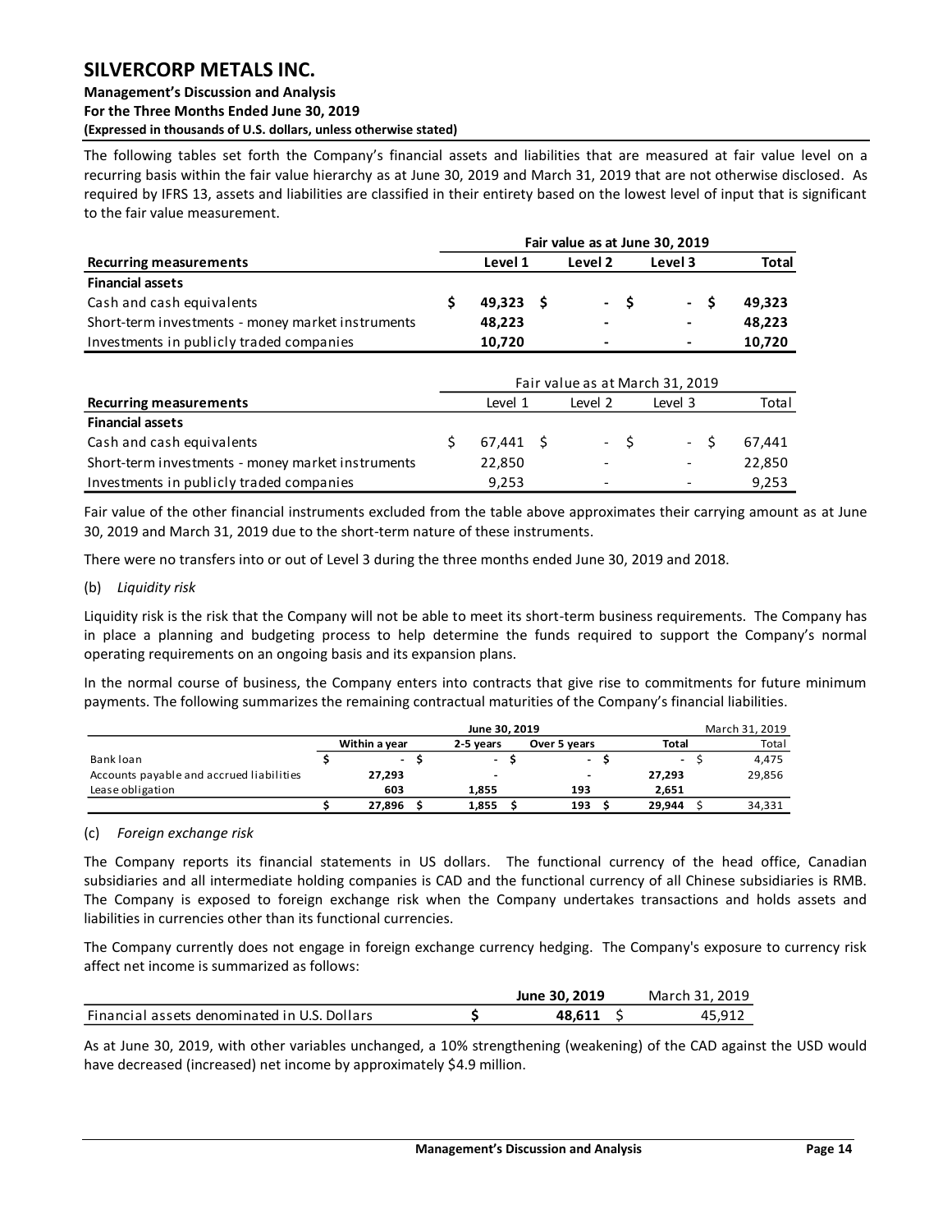The following tables set forth the Company's financial assets and liabilities that are measured at fair value level on a recurring basis within the fair value hierarchy as at June 30, 2019 and March 31, 2019 that are not otherwise disclosed. As required by IFRS 13, assets and liabilities are classified in their entirety based on the lowest level of input that is significant to the fair value measurement.

| | Fair value as at June 30, 2019 | | | |
|---|---|---|---|---|
| **Recurring measurements** | **Level 1** | **Level 2** | **Level 3** | **Total** |
| **Financial assets** | | | | |
| Cash and cash equivalents | **$ 49,323** | **$ -** | **$ -** | **$ 49,323** |
| Short-term investments - money market instruments | **48,223** | **-** | **-** | **48,223** |
| Investments in publicly traded companies | **10,720** | **-** | **-** | **10,720** |

| | Fair value as at March 31, 2019 | | | |
|---|---|---|---|---|
| **Recurring measurements** | Level 1 | Level 2 | Level 3 | Total |
| **Financial assets** | | | | |
| Cash and cash equivalents | $ 67,441 | $ - | $ - | $ 67,441 |
| Short-term investments - money market instruments | 22,850 | - | - | 22,850 |
| Investments in publicly traded companies | 9,253 | - | - | 9,253 |

Fair value of the other financial instruments excluded from the table above approximates their carrying amount as at June 30, 2019 and March 31, 2019 due to the short-term nature of these instruments.

There were no transfers into or out of Level 3 during the three months ended June 30, 2019 and 2018.

(b) *Liquidity risk*

Liquidity risk is the risk that the Company will not be able to meet its short-term business requirements. The Company has in place a planning and budgeting process to help determine the funds required to support the Company's normal operating requirements on an ongoing basis and its expansion plans.

In the normal course of business, the Company enters into contracts that give rise to commitments for future minimum payments. The following summarizes the remaining contractual maturities of the Company's financial liabilities.

| | June 30, 2019 | | | | March 31, 2019 |
|---|---|---|---|---|---|
| | **Within a year** | **2-5 years** | **Over 5 years** | **Total** | Total |
| Bank loan | **$ -** | **$ -** | **$ -** | **$ -** | $ 4,475 |
| Accounts payable and accrued liabilities | **27,293** | **-** | **-** | **27,293** | 29,856 |
| Lease obligation | **603** | **1,855** | **193** | **2,651** | |
| | **$ 27,896** | **$ 1,855** | **$ 193** | **$ 29,944** | $ 34,331 |

(c) *Foreign exchange risk*

The Company reports its financial statements in US dollars. The functional currency of the head office, Canadian subsidiaries and all intermediate holding companies is CAD and the functional currency of all Chinese subsidiaries is RMB. The Company is exposed to foreign exchange risk when the Company undertakes transactions and holds assets and liabilities in currencies other than its functional currencies.

The Company currently does not engage in foreign exchange currency hedging. The Company's exposure to currency risk affect net income is summarized as follows:

| | **June 30, 2019** | March 31, 2019 |
|---|---|---|
| Financial assets denominated in U.S. Dollars | **$ 48,611** | $ 45,912 |

As at June 30, 2019, with other variables unchanged, a 10% strengthening (weakening) of the CAD against the USD would have decreased (increased) net income by approximately $4.9 million.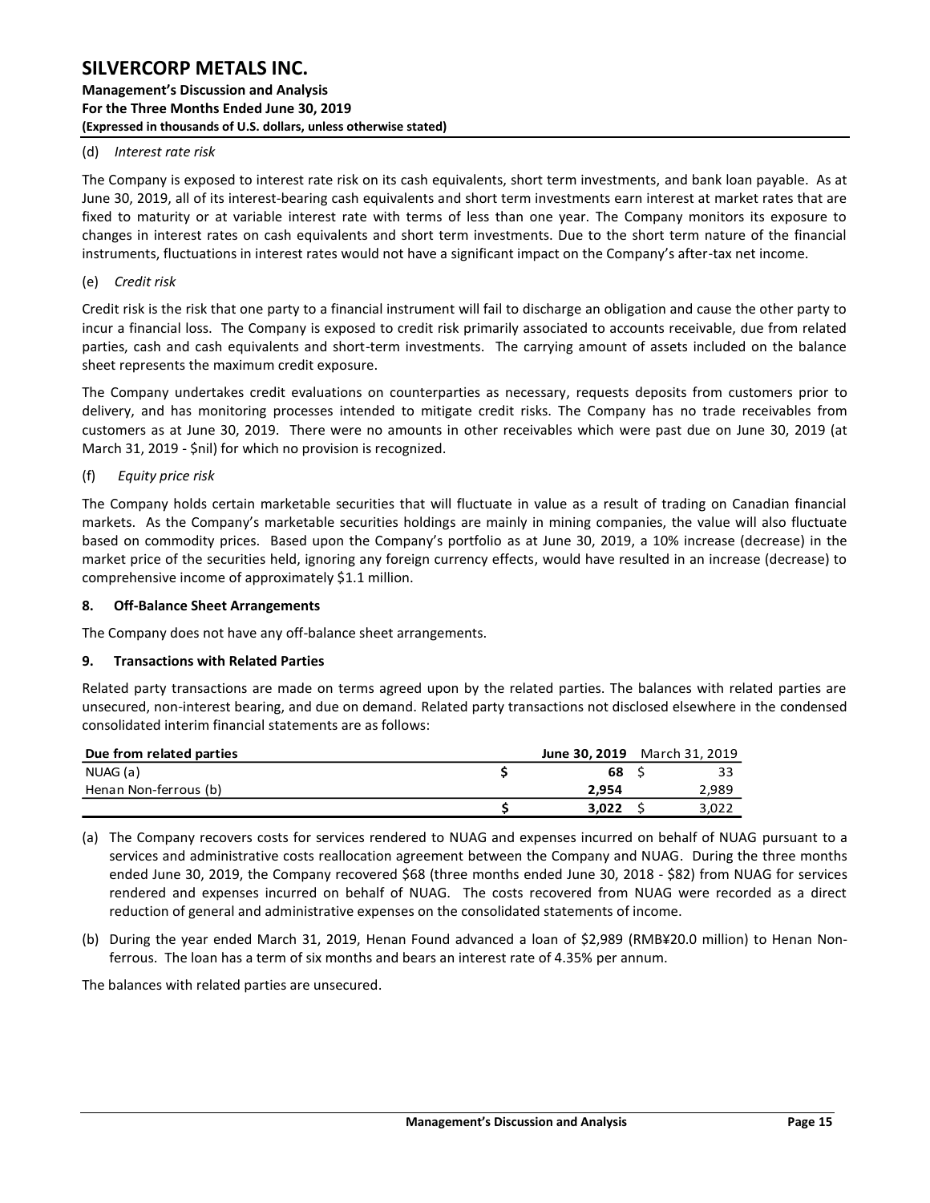(d) *Interest rate risk*

The Company is exposed to interest rate risk on its cash equivalents, short term investments, and bank loan payable. As at June 30, 2019, all of its interest-bearing cash equivalents and short term investments earn interest at market rates that are fixed to maturity or at variable interest rate with terms of less than one year. The Company monitors its exposure to changes in interest rates on cash equivalents and short term investments. Due to the short term nature of the financial instruments, fluctuations in interest rates would not have a significant impact on the Company's after-tax net income.

(e) *Credit risk*

Credit risk is the risk that one party to a financial instrument will fail to discharge an obligation and cause the other party to incur a financial loss. The Company is exposed to credit risk primarily associated to accounts receivable, due from related parties, cash and cash equivalents and short-term investments. The carrying amount of assets included on the balance sheet represents the maximum credit exposure.

The Company undertakes credit evaluations on counterparties as necessary, requests deposits from customers prior to delivery, and has monitoring processes intended to mitigate credit risks. The Company has no trade receivables from customers as at June 30, 2019. There were no amounts in other receivables which were past due on June 30, 2019 (at March 31, 2019 - $nil) for which no provision is recognized.

(f) *Equity price risk*

The Company holds certain marketable securities that will fluctuate in value as a result of trading on Canadian financial markets. As the Company's marketable securities holdings are mainly in mining companies, the value will also fluctuate based on commodity prices. Based upon the Company's portfolio as at June 30, 2019, a 10% increase (decrease) in the market price of the securities held, ignoring any foreign currency effects, would have resulted in an increase (decrease) to comprehensive income of approximately $1.1 million.

## 8. Off-Balance Sheet Arrangements

The Company does not have any off-balance sheet arrangements.

## 9. Transactions with Related Parties

Related party transactions are made on terms agreed upon by the related parties. The balances with related parties are unsecured, non-interest bearing, and due on demand. Related party transactions not disclosed elsewhere in the condensed consolidated interim financial statements are as follows:

| **Due from related parties** | **June 30, 2019** | March 31, 2019 |
|---|---|---|
| NUAG (a) | $ 68 | $ 33 |
| Henan Non-ferrous (b) | 2,954 | 2,989 |
| | $ 3,022 | $ 3,022 |

(a) The Company recovers costs for services rendered to NUAG and expenses incurred on behalf of NUAG pursuant to a services and administrative costs reallocation agreement between the Company and NUAG. During the three months ended June 30, 2019, the Company recovered $68 (three months ended June 30, 2018 - $82) from NUAG for services rendered and expenses incurred on behalf of NUAG. The costs recovered from NUAG were recorded as a direct reduction of general and administrative expenses on the consolidated statements of income.

(b) During the year ended March 31, 2019, Henan Found advanced a loan of $2,989 (RMB¥20.0 million) to Henan Non-ferrous. The loan has a term of six months and bears an interest rate of 4.35% per annum.

The balances with related parties are unsecured.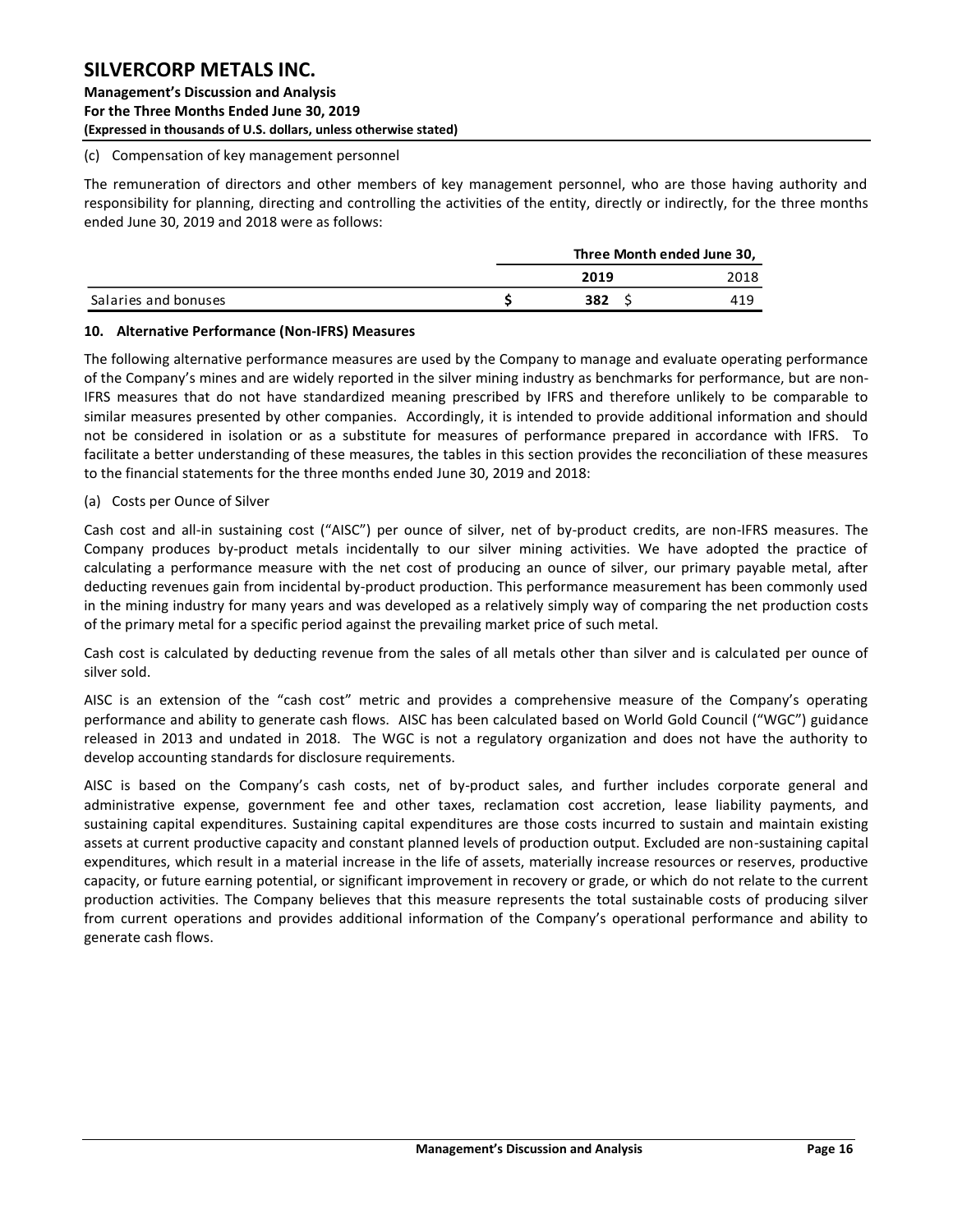(c) Compensation of key management personnel

The remuneration of directors and other members of key management personnel, who are those having authority and responsibility for planning, directing and controlling the activities of the entity, directly or indirectly, for the three months ended June 30, 2019 and 2018 were as follows:

| | Three Month ended June 30, | |
|---|---|---|
| | **2019** | 2018 |
| Salaries and bonuses | **$ 382** | $ 419 |

## 10. Alternative Performance (Non-IFRS) Measures

The following alternative performance measures are used by the Company to manage and evaluate operating performance of the Company's mines and are widely reported in the silver mining industry as benchmarks for performance, but are non-IFRS measures that do not have standardized meaning prescribed by IFRS and therefore unlikely to be comparable to similar measures presented by other companies. Accordingly, it is intended to provide additional information and should not be considered in isolation or as a substitute for measures of performance prepared in accordance with IFRS. To facilitate a better understanding of these measures, the tables in this section provides the reconciliation of these measures to the financial statements for the three months ended June 30, 2019 and 2018:

(a) Costs per Ounce of Silver

Cash cost and all-in sustaining cost ("AISC") per ounce of silver, net of by-product credits, are non-IFRS measures. The Company produces by-product metals incidentally to our silver mining activities. We have adopted the practice of calculating a performance measure with the net cost of producing an ounce of silver, our primary payable metal, after deducting revenues gain from incidental by-product production. This performance measurement has been commonly used in the mining industry for many years and was developed as a relatively simply way of comparing the net production costs of the primary metal for a specific period against the prevailing market price of such metal.

Cash cost is calculated by deducting revenue from the sales of all metals other than silver and is calculated per ounce of silver sold.

AISC is an extension of the "cash cost" metric and provides a comprehensive measure of the Company's operating performance and ability to generate cash flows. AISC has been calculated based on World Gold Council ("WGC") guidance released in 2013 and undated in 2018. The WGC is not a regulatory organization and does not have the authority to develop accounting standards for disclosure requirements.

AISC is based on the Company's cash costs, net of by-product sales, and further includes corporate general and administrative expense, government fee and other taxes, reclamation cost accretion, lease liability payments, and sustaining capital expenditures. Sustaining capital expenditures are those costs incurred to sustain and maintain existing assets at current productive capacity and constant planned levels of production output. Excluded are non-sustaining capital expenditures, which result in a material increase in the life of assets, materially increase resources or reserves, productive capacity, or future earning potential, or significant improvement in recovery or grade, or which do not relate to the current production activities. The Company believes that this measure represents the total sustainable costs of producing silver from current operations and provides additional information of the Company's operational performance and ability to generate cash flows.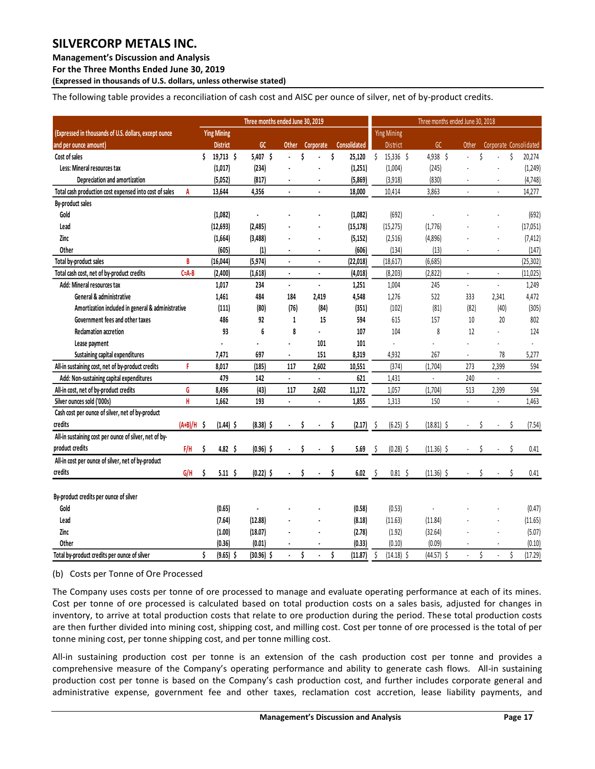The following table provides a reconciliation of cash cost and AISC per ounce of silver, net of by-product credits.

| (Expressed in thousands of U.S. dollars, except ounce and per ounce amount) | | Three months ended June 30, 2019 | | | | | Three months ended June 30, 2018 | | | | |
|---|---|---|---|---|---|---|---|---|---|---|---|
| | | Ying Mining District | GC | Other | Corporate | Consolidated | Ying Mining District | GC | Other | Corporate | Consolidated |
| Cost of sales | | $ 19,713 | $ 5,407 | $ - | $ - | $ 25,120 | $ 15,336 | $ 4,938 | $ - | $ - | $ 20,274 |
| Less: Mineral resources tax | | (1,017) | (234) | - | - | (1,251) | (1,004) | (245) | - | - | (1,249) |
| Depreciation and amortization | | (5,052) | (817) | - | - | (5,869) | (3,918) | (830) | - | - | (4,748) |
| Total cash production cost expensed into cost of sales | A | 13,644 | 4,356 | - | - | 18,000 | 10,414 | 3,863 | - | - | 14,277 |
| By-product sales | | | | | | | | | | | |
| Gold | | (1,082) | - | - | - | (1,082) | (692) | - | - | - | (692) |
| Lead | | (12,693) | (2,485) | - | - | (15,178) | (15,275) | (1,776) | - | - | (17,051) |
| Zinc | | (1,664) | (3,488) | - | - | (5,152) | (2,516) | (4,896) | - | - | (7,412) |
| Other | | (605) | (1) | - | - | (606) | (134) | (13) | - | - | (147) |
| Total by-product sales | B | (16,044) | (5,974) | - | - | (22,018) | (18,617) | (6,685) | | | (25,302) |
| Total cash cost, net of by-product credits | C=A-B | (2,400) | (1,618) | - | - | (4,018) | (8,203) | (2,822) | - | - | (11,025) |
| Add: Mineral resources tax | | 1,017 | 234 | - | - | 1,251 | 1,004 | 245 | - | - | 1,249 |
| General & administrative | | 1,461 | 484 | 184 | 2,419 | 4,548 | 1,276 | 522 | 333 | 2,341 | 4,472 |
| Amortization included in general & administrative | | (111) | (80) | (76) | (84) | (351) | (102) | (81) | (82) | (40) | (305) |
| Government fees and other taxes | | 486 | 92 | 1 | 15 | 594 | 615 | 157 | 10 | 20 | 802 |
| Reclamation accretion | | 93 | 6 | 8 | - | 107 | 104 | 8 | 12 | - | 124 |
| Lease payment | | - | - | - | 101 | 101 | - | - | - | - | - |
| Sustaining capital expenditures | | 7,471 | 697 | - | 151 | 8,319 | 4,932 | 267 | - | 78 | 5,277 |
| All-in sustaining cost, net of by-product credits | F | 8,017 | (185) | 117 | 2,602 | 10,551 | (374) | (1,704) | 273 | 2,399 | 594 |
| Add: Non-sustaining capital expenditures | | 479 | 142 | - | - | 621 | 1,431 | - | 240 | - | |
| All-in cost, net of by-product credits | G | 8,496 | (43) | 117 | 2,602 | 11,172 | 1,057 | (1,704) | 513 | 2,399 | 594 |
| Silver ounces sold ('000s) | H | 1,662 | 193 | - | - | 1,855 | 1,313 | 150 | - | - | 1,463 |
| Cash cost per ounce of silver, net of by-product credits | (A+B)/H | $ (1.44) | $ (8.38) | $ - | $ - | $ (2.17) | $ (6.25) | $ (18.81) | $ - | $ - | $ (7.54) |
| All-in sustaining cost per ounce of silver, net of by-product credits | F/H | $ 4.82 | $ (0.96) | $ - | $ - | $ 5.69 | $ (0.28) | $ (11.36) | $ - | $ - | $ 0.41 |
| All-in cost per ounce of silver, net of by-product credits | G/H | $ 5.11 | $ (0.22) | $ - | $ - | $ 6.02 | $ 0.81 | $ (11.36) | $ - | $ - | $ 0.41 |
| By-product credits per ounce of silver | | | | | | | | | | | |
| Gold | | (0.65) | - | - | - | (0.58) | (0.53) | - | - | - | (0.47) |
| Lead | | (7.64) | (12.88) | - | - | (8.18) | (11.63) | (11.84) | - | - | (11.65) |
| Zinc | | (1.00) | (18.07) | - | - | (2.78) | (1.92) | (32.64) | - | - | (5.07) |
| Other | | (0.36) | (0.01) | - | - | (0.33) | (0.10) | (0.09) | - | - | (0.10) |
| Total by-product credits per ounce of silver | | $ (9.65) | $ (30.96) | $ - | $ - | $ (11.87) | $ (14.18) | $ (44.57) | $ - | $ - | $ (17.29) |

(b) Costs per Tonne of Ore Processed

The Company uses costs per tonne of ore processed to manage and evaluate operating performance at each of its mines. Cost per tonne of ore processed is calculated based on total production costs on a sales basis, adjusted for changes in inventory, to arrive at total production costs that relate to ore production during the period. These total production costs are then further divided into mining cost, shipping cost, and milling cost. Cost per tonne of ore processed is the total of per tonne mining cost, per tonne shipping cost, and per tonne milling cost.

All-in sustaining production cost per tonne is an extension of the cash production cost per tonne and provides a comprehensive measure of the Company's operating performance and ability to generate cash flows. All-in sustaining production cost per tonne is based on the Company's cash production cost, and further includes corporate general and administrative expense, government fee and other taxes, reclamation cost accretion, lease liability payments, and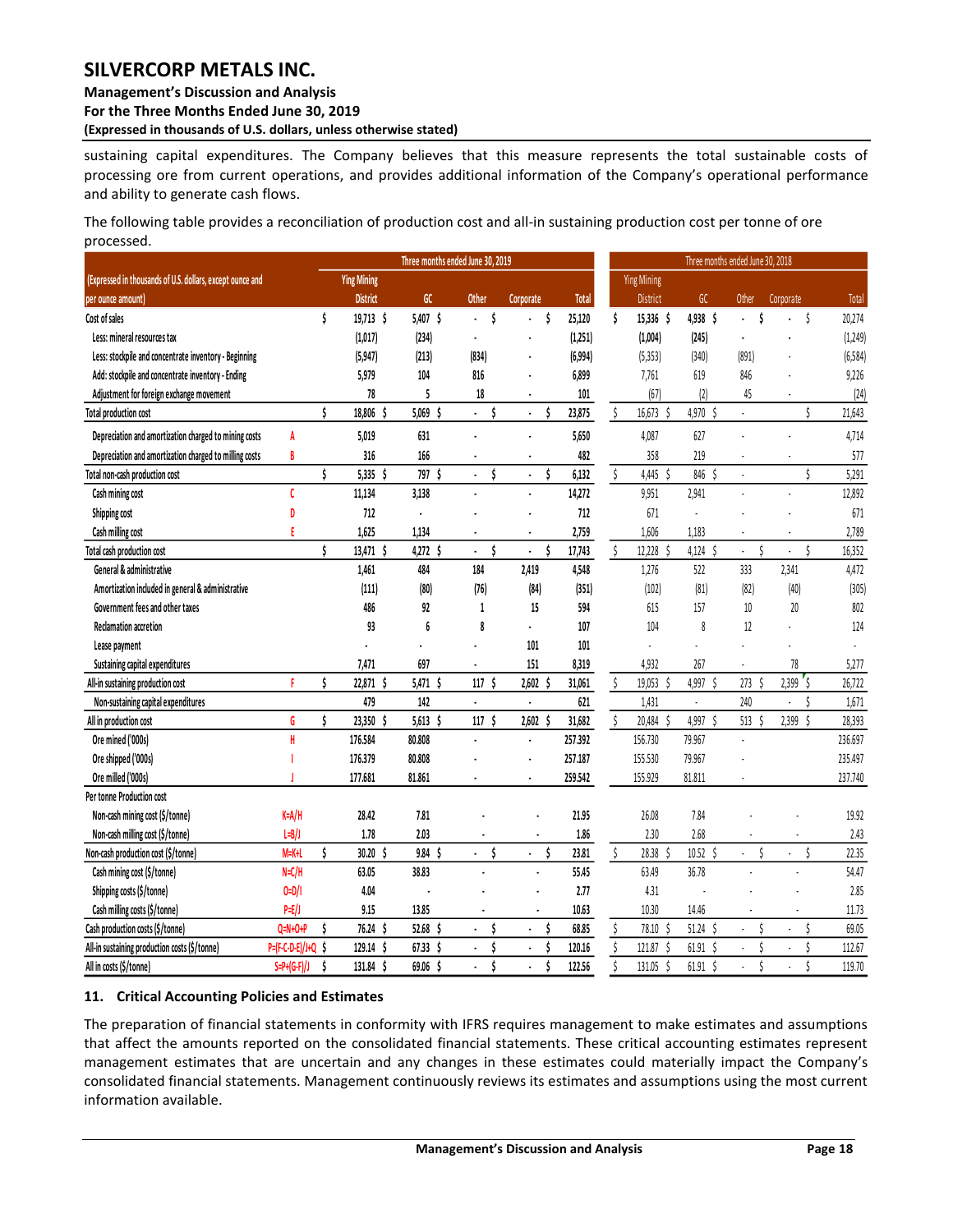sustaining capital expenditures. The Company believes that this measure represents the total sustainable costs of processing ore from current operations, and provides additional information of the Company's operational performance and ability to generate cash flows.

The following table provides a reconciliation of production cost and all-in sustaining production cost per tonne of ore processed.

| (Expressed in thousands of U.S. dollars, except ounce and per ounce amount) | | Three months ended June 30, 2019 | | | | | Three months ended June 30, 2018 | | | | |
|---|---|---|---|---|---|---|---|---|---|---|---|
| | | Ying Mining District | GC | Other | Corporate | Total | Ying Mining District | GC | Other | Corporate | Total |
| Cost of sales | | $ 19,713 | $ 5,407 | $ - | $ - | $ 25,120 | $ 15,336 | $ 4,938 | $ - | $ - | $ 20,274 |
| Less: mineral resources tax | | (1,017) | (234) | - | - | (1,251) | (1,004) | (245) | - | - | (1,249) |
| Less: stockpile and concentrate inventory - Beginning | | (5,947) | (213) | (834) | - | (6,994) | (5,353) | (340) | (891) | - | (6,584) |
| Add: stockpile and concentrate inventory - Ending | | 5,979 | 104 | 816 | - | 6,899 | 7,761 | 619 | 846 | - | 9,226 |
| Adjustment for foreign exchange movement | | 78 | 5 | 18 | - | 101 | (67) | (2) | 45 | - | (24) |
| Total production cost | | $ 18,806 | $ 5,069 | $ - | $ - | $ 23,875 | $ 16,673 | $ 4,970 | $ - | | $ 21,643 |
| Depreciation and amortization charged to mining costs | A | 5,019 | 631 | - | - | 5,650 | 4,087 | 627 | - | - | 4,714 |
| Depreciation and amortization charged to milling costs | B | 316 | 166 | - | - | 482 | 358 | 219 | - | - | 577 |
| Total non-cash production cost | | $ 5,335 | $ 797 | $ - | $ - | $ 6,132 | $ 4,445 | $ 846 | $ - | | $ 5,291 |
| Cash mining cost | C | 11,134 | 3,138 | - | - | 14,272 | 9,951 | 2,941 | - | - | 12,892 |
| Shipping cost | D | 712 | - | - | - | 712 | 671 | - | - | - | 671 |
| Cash milling cost | E | 1,625 | 1,134 | - | - | 2,759 | 1,606 | 1,183 | - | - | 2,789 |
| Total cash production cost | | $ 13,471 | $ 4,272 | $ - | $ - | $ 17,743 | $ 12,228 | $ 4,124 | $ - | $ - | $ 16,352 |
| General & administrative | | 1,461 | 484 | 184 | 2,419 | 4,548 | 1,276 | 522 | 333 | 2,341 | 4,472 |
| Amortization included in general & administrative | | (111) | (80) | (76) | (84) | (351) | (102) | (81) | (82) | (40) | (305) |
| Government fees and other taxes | | 486 | 92 | 1 | 15 | 594 | 615 | 157 | 10 | 20 | 802 |
| Reclamation accretion | | 93 | 6 | 8 | - | 107 | 104 | 8 | 12 | - | 124 |
| Lease payment | | - | - | - | 101 | 101 | - | - | - | - | - |
| Sustaining capital expenditures | | 7,471 | 697 | - | 151 | 8,319 | 4,932 | 267 | - | 78 | 5,277 |
| All-in sustaining production cost | F | $ 22,871 | $ 5,471 | $ 117 | $ 2,602 | $ 31,061 | $ 19,053 | $ 4,997 | $ 273 | $ 2,399 | $ 26,722 |
| Non-sustaining capital expenditures | | 479 | 142 | - | - | 621 | 1,431 | - | 240 | - | $ 1,671 |
| All in production cost | G | $ 23,350 | $ 5,613 | $ 117 | $ 2,602 | $ 31,682 | $ 20,484 | $ 4,997 | $ 513 | $ 2,399 | $ 28,393 |
| Ore mined ('000s) | H | 176.584 | 80.808 | - | - | 257.392 | 156.730 | 79.967 | - | | 236.697 |
| Ore shipped ('000s) | I | 176.379 | 80.808 | - | - | 257.187 | 155.530 | 79.967 | - | | 235.497 |
| Ore milled ('000s) | J | 177.681 | 81.861 | - | - | 259.542 | 155.929 | 81.811 | - | | 237.740 |
| Per tonne Production cost | | | | | | | | | | | |
| Non-cash mining cost ($/tonne) | K=A/H | 28.42 | 7.81 | - | - | 21.95 | 26.08 | 7.84 | - | - | 19.92 |
| Non-cash milling cost ($/tonne) | L=B/J | 1.78 | 2.03 | - | - | 1.86 | 2.30 | 2.68 | - | - | 2.43 |
| Non-cash production cost ($/tonne) | M=K+L | $ 30.20 | $ 9.84 | $ - | $ - | $ 23.81 | $ 28.38 | $ 10.52 | $ - | $ - | $ 22.35 |
| Cash mining cost ($/tonne) | N=C/H | 63.05 | 38.83 | - | - | 55.45 | 63.49 | 36.78 | - | - | 54.47 |
| Shipping costs ($/tonne) | O=D/I | 4.04 | - | - | - | 2.77 | 4.31 | - | - | - | 2.85 |
| Cash milling costs ($/tonne) | P=E/J | 9.15 | 13.85 | - | - | 10.63 | 10.30 | 14.46 | - | - | 11.73 |
| Cash production costs ($/tonne) | Q=N+O+P | $ 76.24 | $ 52.68 | $ - | $ - | $ 68.85 | $ 78.10 | $ 51.24 | $ - | $ - | $ 69.05 |
| All-in sustaining production costs ($/tonne) | P=(F-C-D-E)/J+Q | $ 129.14 | $ 67.33 | $ - | $ - | $ 120.16 | $ 121.87 | $ 61.91 | $ - | $ - | $ 112.67 |
| All in costs ($/tonne) | S=P+(G-F)/J | $ 131.84 | $ 69.06 | $ - | $ - | $ 122.56 | $ 131.05 | $ 61.91 | $ - | $ - | $ 119.70 |

## 11. Critical Accounting Policies and Estimates

The preparation of financial statements in conformity with IFRS requires management to make estimates and assumptions that affect the amounts reported on the consolidated financial statements. These critical accounting estimates represent management estimates that are uncertain and any changes in these estimates could materially impact the Company's consolidated financial statements. Management continuously reviews its estimates and assumptions using the most current information available.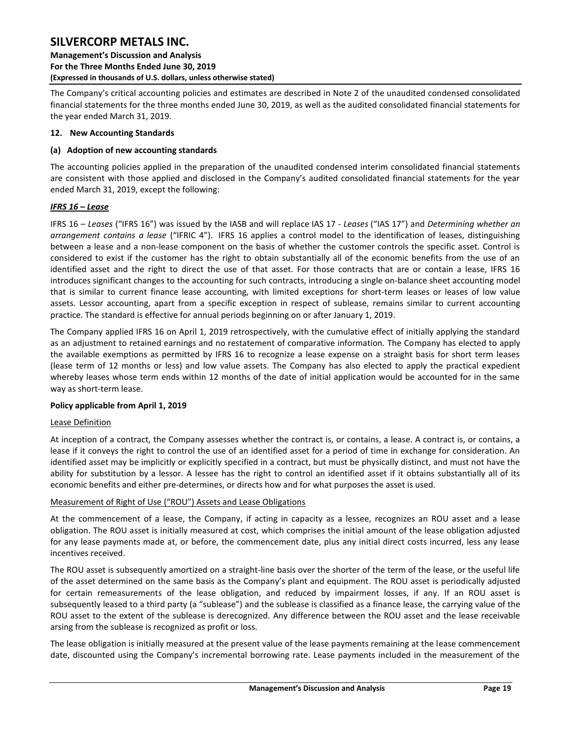The Company's critical accounting policies and estimates are described in Note 2 of the unaudited condensed consolidated financial statements for the three months ended June 30, 2019, as well as the audited consolidated financial statements for the year ended March 31, 2019.

## 12. New Accounting Standards

### (a) Adoption of new accounting standards

The accounting policies applied in the preparation of the unaudited condensed interim consolidated financial statements are consistent with those applied and disclosed in the Company's audited consolidated financial statements for the year ended March 31, 2019, except the following:

***IFRS 16 – Lease***

IFRS 16 – *Leases* ("IFRS 16") was issued by the IASB and will replace IAS 17 - *Leases* ("IAS 17") and *Determining whether an arrangement contains a lease* ("IFRIC 4"). IFRS 16 applies a control model to the identification of leases, distinguishing between a lease and a non-lease component on the basis of whether the customer controls the specific asset. Control is considered to exist if the customer has the right to obtain substantially all of the economic benefits from the use of an identified asset and the right to direct the use of that asset. For those contracts that are or contain a lease, IFRS 16 introduces significant changes to the accounting for such contracts, introducing a single on-balance sheet accounting model that is similar to current finance lease accounting, with limited exceptions for short-term leases or leases of low value assets. Lessor accounting, apart from a specific exception in respect of sublease, remains similar to current accounting practice. The standard is effective for annual periods beginning on or after January 1, 2019.

The Company applied IFRS 16 on April 1, 2019 retrospectively, with the cumulative effect of initially applying the standard as an adjustment to retained earnings and no restatement of comparative information. The Company has elected to apply the available exemptions as permitted by IFRS 16 to recognize a lease expense on a straight basis for short term leases (lease term of 12 months or less) and low value assets. The Company has also elected to apply the practical expedient whereby leases whose term ends within 12 months of the date of initial application would be accounted for in the same way as short-term lease.

**Policy applicable from April 1, 2019**

Lease Definition

At inception of a contract, the Company assesses whether the contract is, or contains, a lease. A contract is, or contains, a lease if it conveys the right to control the use of an identified asset for a period of time in exchange for consideration. An identified asset may be implicitly or explicitly specified in a contract, but must be physically distinct, and must not have the ability for substitution by a lessor. A lessee has the right to control an identified asset if it obtains substantially all of its economic benefits and either pre-determines, or directs how and for what purposes the asset is used.

Measurement of Right of Use ("ROU") Assets and Lease Obligations

At the commencement of a lease, the Company, if acting in capacity as a lessee, recognizes an ROU asset and a lease obligation. The ROU asset is initially measured at cost, which comprises the initial amount of the lease obligation adjusted for any lease payments made at, or before, the commencement date, plus any initial direct costs incurred, less any lease incentives received.

The ROU asset is subsequently amortized on a straight-line basis over the shorter of the term of the lease, or the useful life of the asset determined on the same basis as the Company's plant and equipment. The ROU asset is periodically adjusted for certain remeasurements of the lease obligation, and reduced by impairment losses, if any. If an ROU asset is subsequently leased to a third party (a "sublease") and the sublease is classified as a finance lease, the carrying value of the ROU asset to the extent of the sublease is derecognized. Any difference between the ROU asset and the lease receivable arsing from the sublease is recognized as profit or loss.

The lease obligation is initially measured at the present value of the lease payments remaining at the lease commencement date, discounted using the Company's incremental borrowing rate. Lease payments included in the measurement of the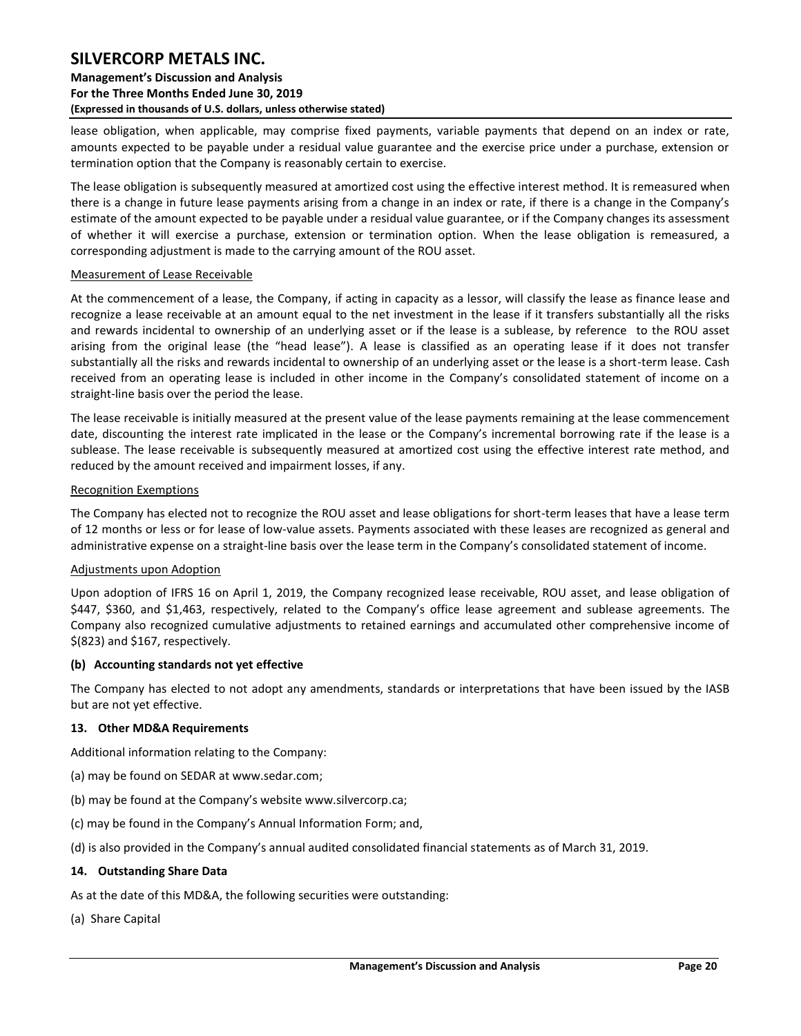lease obligation, when applicable, may comprise fixed payments, variable payments that depend on an index or rate, amounts expected to be payable under a residual value guarantee and the exercise price under a purchase, extension or termination option that the Company is reasonably certain to exercise.

The lease obligation is subsequently measured at amortized cost using the effective interest method. It is remeasured when there is a change in future lease payments arising from a change in an index or rate, if there is a change in the Company's estimate of the amount expected to be payable under a residual value guarantee, or if the Company changes its assessment of whether it will exercise a purchase, extension or termination option. When the lease obligation is remeasured, a corresponding adjustment is made to the carrying amount of the ROU asset.

Measurement of Lease Receivable

At the commencement of a lease, the Company, if acting in capacity as a lessor, will classify the lease as finance lease and recognize a lease receivable at an amount equal to the net investment in the lease if it transfers substantially all the risks and rewards incidental to ownership of an underlying asset or if the lease is a sublease, by reference to the ROU asset arising from the original lease (the "head lease"). A lease is classified as an operating lease if it does not transfer substantially all the risks and rewards incidental to ownership of an underlying asset or the lease is a short-term lease. Cash received from an operating lease is included in other income in the Company's consolidated statement of income on a straight-line basis over the period the lease.

The lease receivable is initially measured at the present value of the lease payments remaining at the lease commencement date, discounting the interest rate implicated in the lease or the Company's incremental borrowing rate if the lease is a sublease. The lease receivable is subsequently measured at amortized cost using the effective interest rate method, and reduced by the amount received and impairment losses, if any.

Recognition Exemptions

The Company has elected not to recognize the ROU asset and lease obligations for short-term leases that have a lease term of 12 months or less or for lease of low-value assets. Payments associated with these leases are recognized as general and administrative expense on a straight-line basis over the lease term in the Company's consolidated statement of income.

Adjustments upon Adoption

Upon adoption of IFRS 16 on April 1, 2019, the Company recognized lease receivable, ROU asset, and lease obligation of $447, $360, and $1,463, respectively, related to the Company's office lease agreement and sublease agreements. The Company also recognized cumulative adjustments to retained earnings and accumulated other comprehensive income of $(823) and $167, respectively.

**(b) Accounting standards not yet effective**

The Company has elected to not adopt any amendments, standards or interpretations that have been issued by the IASB but are not yet effective.

## 13. Other MD&A Requirements

Additional information relating to the Company:

(a) may be found on SEDAR at www.sedar.com;

(b) may be found at the Company's website www.silvercorp.ca;

(c) may be found in the Company's Annual Information Form; and,

(d) is also provided in the Company's annual audited consolidated financial statements as of March 31, 2019.

## 14. Outstanding Share Data

As at the date of this MD&A, the following securities were outstanding:

(a) Share Capital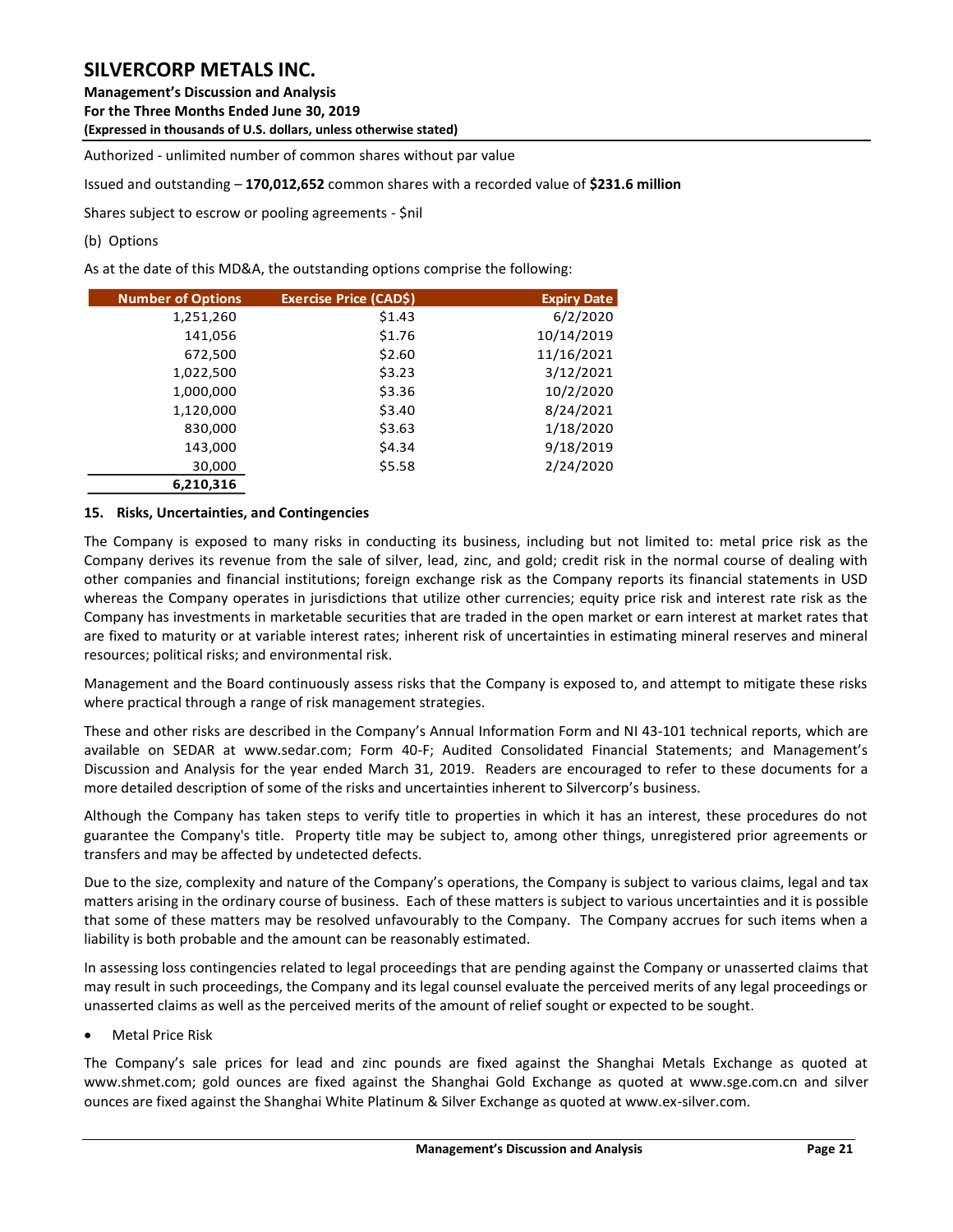Authorized - unlimited number of common shares without par value

Issued and outstanding – **170,012,652** common shares with a recorded value of **$231.6 million**

Shares subject to escrow or pooling agreements - $nil

(b) Options

As at the date of this MD&A, the outstanding options comprise the following:

| Number of Options | Exercise Price (CAD$) | Expiry Date |
|---:|---:|---:|
| 1,251,260 | $1.43 | 6/2/2020 |
| 141,056 | $1.76 | 10/14/2019 |
| 672,500 | $2.60 | 11/16/2021 |
| 1,022,500 | $3.23 | 3/12/2021 |
| 1,000,000 | $3.36 | 10/2/2020 |
| 1,120,000 | $3.40 | 8/24/2021 |
| 830,000 | $3.63 | 1/18/2020 |
| 143,000 | $4.34 | 9/18/2019 |
| 30,000 | $5.58 | 2/24/2020 |
| **6,210,316** | | |

## 15. Risks, Uncertainties, and Contingencies

The Company is exposed to many risks in conducting its business, including but not limited to: metal price risk as the Company derives its revenue from the sale of silver, lead, zinc, and gold; credit risk in the normal course of dealing with other companies and financial institutions; foreign exchange risk as the Company reports its financial statements in USD whereas the Company operates in jurisdictions that utilize other currencies; equity price risk and interest rate risk as the Company has investments in marketable securities that are traded in the open market or earn interest at market rates that are fixed to maturity or at variable interest rates; inherent risk of uncertainties in estimating mineral reserves and mineral resources; political risks; and environmental risk.

Management and the Board continuously assess risks that the Company is exposed to, and attempt to mitigate these risks where practical through a range of risk management strategies.

These and other risks are described in the Company's Annual Information Form and NI 43-101 technical reports, which are available on SEDAR at www.sedar.com; Form 40-F; Audited Consolidated Financial Statements; and Management's Discussion and Analysis for the year ended March 31, 2019. Readers are encouraged to refer to these documents for a more detailed description of some of the risks and uncertainties inherent to Silvercorp's business.

Although the Company has taken steps to verify title to properties in which it has an interest, these procedures do not guarantee the Company's title. Property title may be subject to, among other things, unregistered prior agreements or transfers and may be affected by undetected defects.

Due to the size, complexity and nature of the Company's operations, the Company is subject to various claims, legal and tax matters arising in the ordinary course of business. Each of these matters is subject to various uncertainties and it is possible that some of these matters may be resolved unfavourably to the Company. The Company accrues for such items when a liability is both probable and the amount can be reasonably estimated.

In assessing loss contingencies related to legal proceedings that are pending against the Company or unasserted claims that may result in such proceedings, the Company and its legal counsel evaluate the perceived merits of any legal proceedings or unasserted claims as well as the perceived merits of the amount of relief sought or expected to be sought.

- Metal Price Risk

The Company's sale prices for lead and zinc pounds are fixed against the Shanghai Metals Exchange as quoted at www.shmet.com; gold ounces are fixed against the Shanghai Gold Exchange as quoted at www.sge.com.cn and silver ounces are fixed against the Shanghai White Platinum & Silver Exchange as quoted at www.ex-silver.com.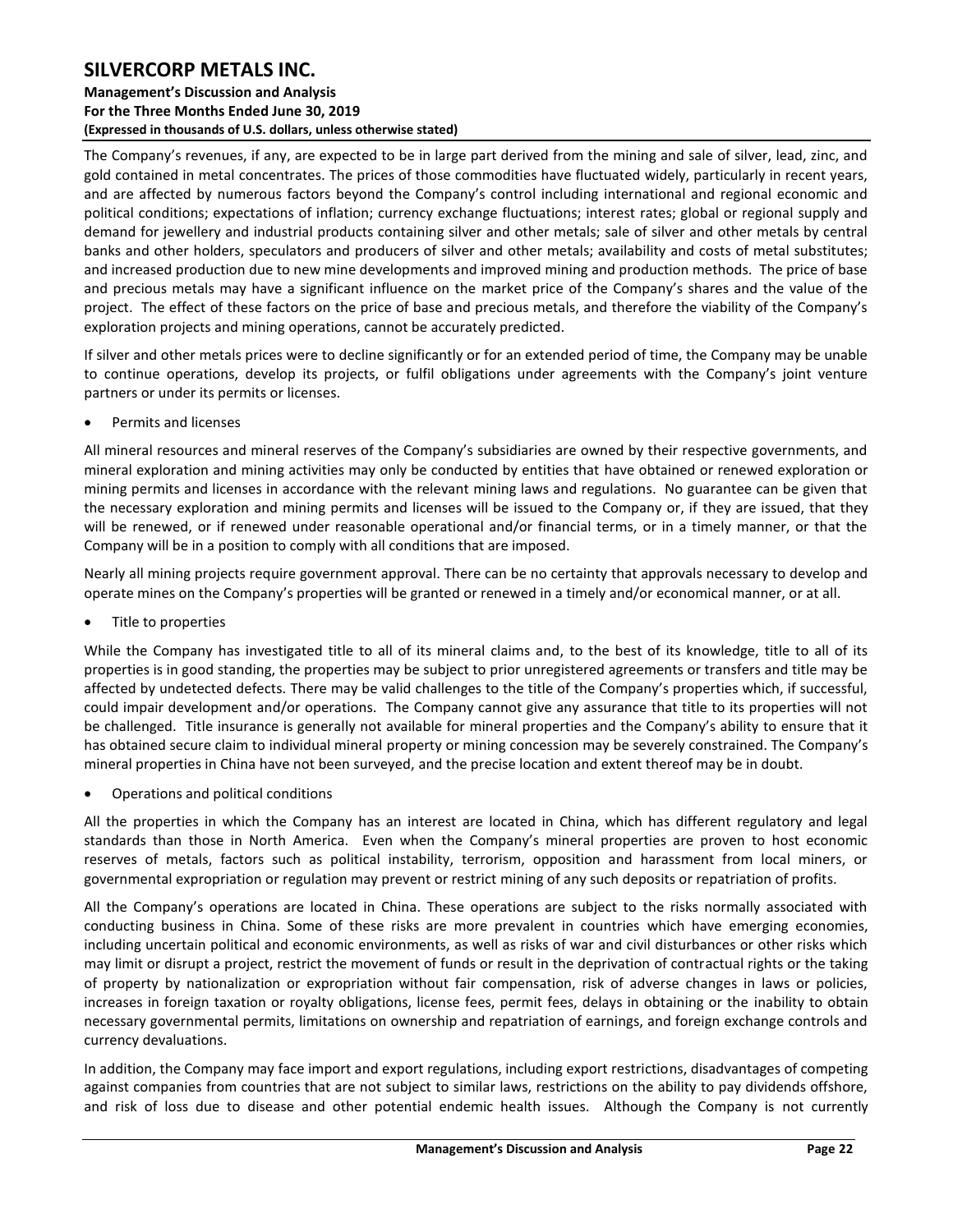The Company's revenues, if any, are expected to be in large part derived from the mining and sale of silver, lead, zinc, and gold contained in metal concentrates. The prices of those commodities have fluctuated widely, particularly in recent years, and are affected by numerous factors beyond the Company's control including international and regional economic and political conditions; expectations of inflation; currency exchange fluctuations; interest rates; global or regional supply and demand for jewellery and industrial products containing silver and other metals; sale of silver and other metals by central banks and other holders, speculators and producers of silver and other metals; availability and costs of metal substitutes; and increased production due to new mine developments and improved mining and production methods. The price of base and precious metals may have a significant influence on the market price of the Company's shares and the value of the project. The effect of these factors on the price of base and precious metals, and therefore the viability of the Company's exploration projects and mining operations, cannot be accurately predicted.

If silver and other metals prices were to decline significantly or for an extended period of time, the Company may be unable to continue operations, develop its projects, or fulfil obligations under agreements with the Company's joint venture partners or under its permits or licenses.

- Permits and licenses

All mineral resources and mineral reserves of the Company's subsidiaries are owned by their respective governments, and mineral exploration and mining activities may only be conducted by entities that have obtained or renewed exploration or mining permits and licenses in accordance with the relevant mining laws and regulations. No guarantee can be given that the necessary exploration and mining permits and licenses will be issued to the Company or, if they are issued, that they will be renewed, or if renewed under reasonable operational and/or financial terms, or in a timely manner, or that the Company will be in a position to comply with all conditions that are imposed.

Nearly all mining projects require government approval. There can be no certainty that approvals necessary to develop and operate mines on the Company's properties will be granted or renewed in a timely and/or economical manner, or at all.

- Title to properties

While the Company has investigated title to all of its mineral claims and, to the best of its knowledge, title to all of its properties is in good standing, the properties may be subject to prior unregistered agreements or transfers and title may be affected by undetected defects. There may be valid challenges to the title of the Company's properties which, if successful, could impair development and/or operations. The Company cannot give any assurance that title to its properties will not be challenged. Title insurance is generally not available for mineral properties and the Company's ability to ensure that it has obtained secure claim to individual mineral property or mining concession may be severely constrained. The Company's mineral properties in China have not been surveyed, and the precise location and extent thereof may be in doubt.

- Operations and political conditions

All the properties in which the Company has an interest are located in China, which has different regulatory and legal standards than those in North America. Even when the Company's mineral properties are proven to host economic reserves of metals, factors such as political instability, terrorism, opposition and harassment from local miners, or governmental expropriation or regulation may prevent or restrict mining of any such deposits or repatriation of profits.

All the Company's operations are located in China. These operations are subject to the risks normally associated with conducting business in China. Some of these risks are more prevalent in countries which have emerging economies, including uncertain political and economic environments, as well as risks of war and civil disturbances or other risks which may limit or disrupt a project, restrict the movement of funds or result in the deprivation of contractual rights or the taking of property by nationalization or expropriation without fair compensation, risk of adverse changes in laws or policies, increases in foreign taxation or royalty obligations, license fees, permit fees, delays in obtaining or the inability to obtain necessary governmental permits, limitations on ownership and repatriation of earnings, and foreign exchange controls and currency devaluations.

In addition, the Company may face import and export regulations, including export restrictions, disadvantages of competing against companies from countries that are not subject to similar laws, restrictions on the ability to pay dividends offshore, and risk of loss due to disease and other potential endemic health issues. Although the Company is not currently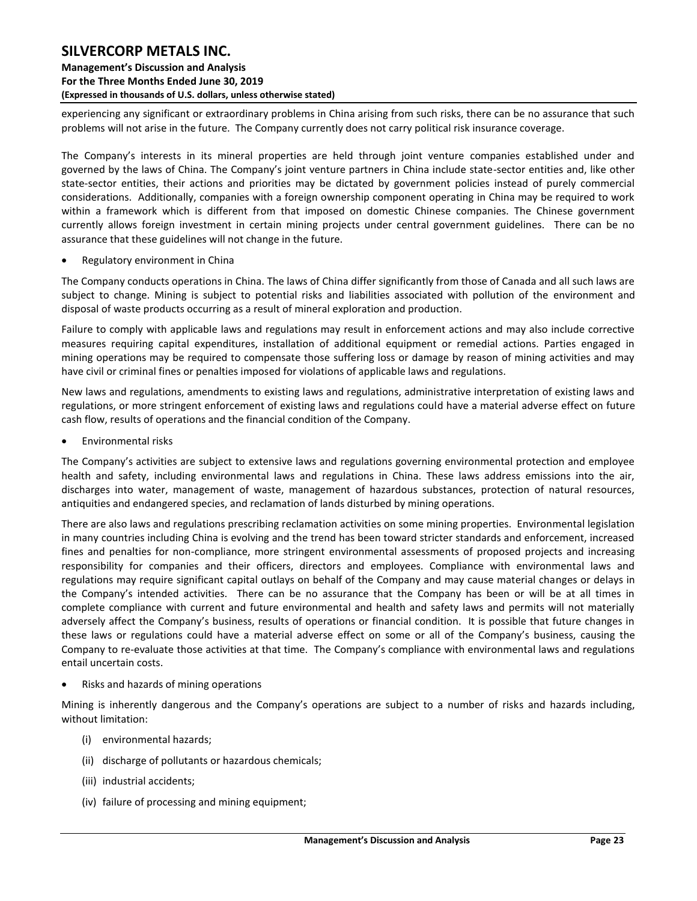experiencing any significant or extraordinary problems in China arising from such risks, there can be no assurance that such problems will not arise in the future. The Company currently does not carry political risk insurance coverage.

The Company's interests in its mineral properties are held through joint venture companies established under and governed by the laws of China. The Company's joint venture partners in China include state-sector entities and, like other state-sector entities, their actions and priorities may be dictated by government policies instead of purely commercial considerations. Additionally, companies with a foreign ownership component operating in China may be required to work within a framework which is different from that imposed on domestic Chinese companies. The Chinese government currently allows foreign investment in certain mining projects under central government guidelines. There can be no assurance that these guidelines will not change in the future.

- Regulatory environment in China

The Company conducts operations in China. The laws of China differ significantly from those of Canada and all such laws are subject to change. Mining is subject to potential risks and liabilities associated with pollution of the environment and disposal of waste products occurring as a result of mineral exploration and production.

Failure to comply with applicable laws and regulations may result in enforcement actions and may also include corrective measures requiring capital expenditures, installation of additional equipment or remedial actions. Parties engaged in mining operations may be required to compensate those suffering loss or damage by reason of mining activities and may have civil or criminal fines or penalties imposed for violations of applicable laws and regulations.

New laws and regulations, amendments to existing laws and regulations, administrative interpretation of existing laws and regulations, or more stringent enforcement of existing laws and regulations could have a material adverse effect on future cash flow, results of operations and the financial condition of the Company.

- Environmental risks

The Company's activities are subject to extensive laws and regulations governing environmental protection and employee health and safety, including environmental laws and regulations in China. These laws address emissions into the air, discharges into water, management of waste, management of hazardous substances, protection of natural resources, antiquities and endangered species, and reclamation of lands disturbed by mining operations.

There are also laws and regulations prescribing reclamation activities on some mining properties. Environmental legislation in many countries including China is evolving and the trend has been toward stricter standards and enforcement, increased fines and penalties for non-compliance, more stringent environmental assessments of proposed projects and increasing responsibility for companies and their officers, directors and employees. Compliance with environmental laws and regulations may require significant capital outlays on behalf of the Company and may cause material changes or delays in the Company's intended activities. There can be no assurance that the Company has been or will be at all times in complete compliance with current and future environmental and health and safety laws and permits will not materially adversely affect the Company's business, results of operations or financial condition. It is possible that future changes in these laws or regulations could have a material adverse effect on some or all of the Company's business, causing the Company to re-evaluate those activities at that time. The Company's compliance with environmental laws and regulations entail uncertain costs.

- Risks and hazards of mining operations

Mining is inherently dangerous and the Company's operations are subject to a number of risks and hazards including, without limitation:

(i) environmental hazards;

(ii) discharge of pollutants or hazardous chemicals;

(iii) industrial accidents;

(iv) failure of processing and mining equipment;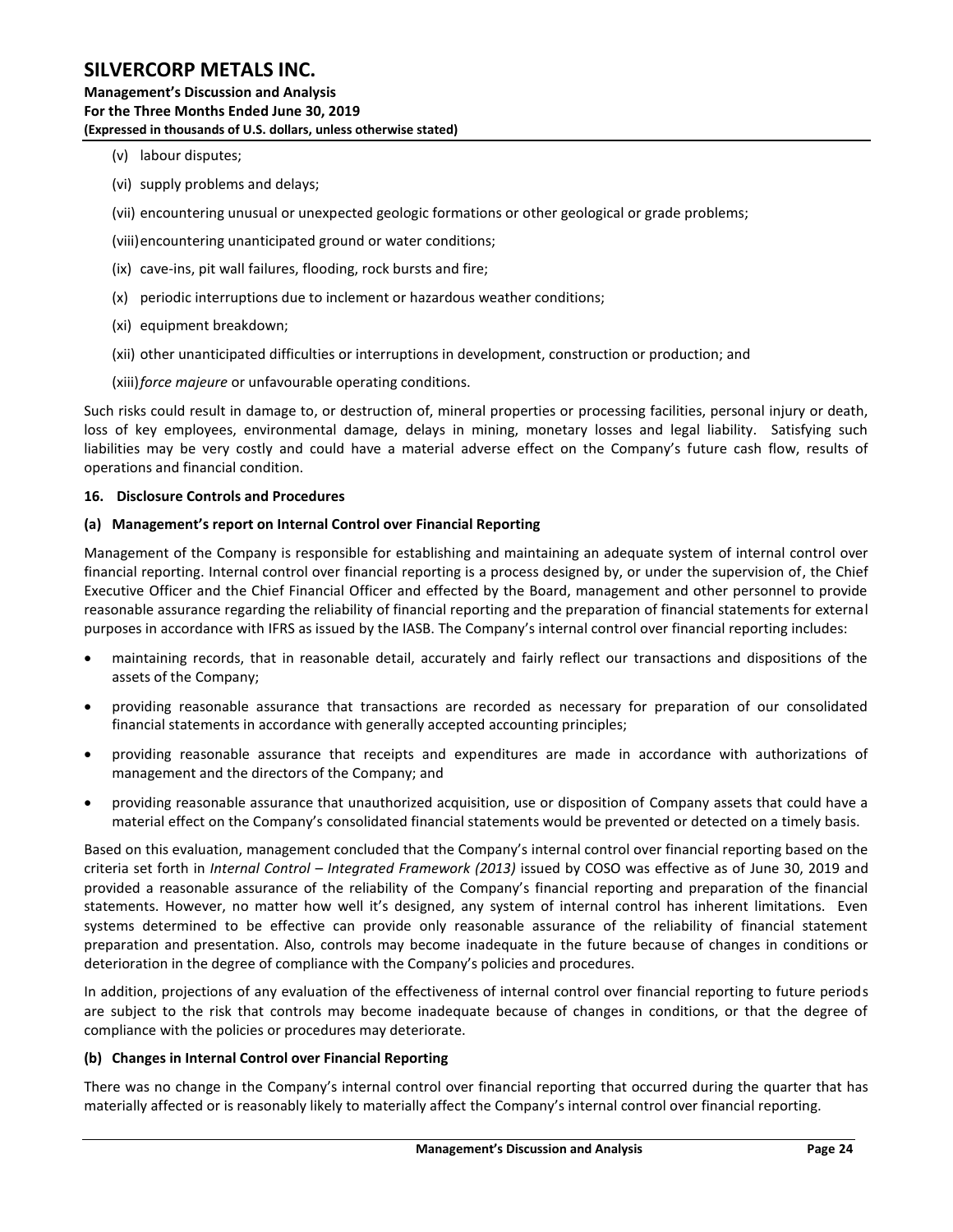(v) labour disputes;

(vi) supply problems and delays;

(vii) encountering unusual or unexpected geologic formations or other geological or grade problems;

(viii) encountering unanticipated ground or water conditions;

(ix) cave-ins, pit wall failures, flooding, rock bursts and fire;

(x) periodic interruptions due to inclement or hazardous weather conditions;

(xi) equipment breakdown;

(xii) other unanticipated difficulties or interruptions in development, construction or production; and

(xiii) *force majeure* or unfavourable operating conditions.

Such risks could result in damage to, or destruction of, mineral properties or processing facilities, personal injury or death, loss of key employees, environmental damage, delays in mining, monetary losses and legal liability. Satisfying such liabilities may be very costly and could have a material adverse effect on the Company's future cash flow, results of operations and financial condition.

## 16. Disclosure Controls and Procedures

### (a) Management's report on Internal Control over Financial Reporting

Management of the Company is responsible for establishing and maintaining an adequate system of internal control over financial reporting. Internal control over financial reporting is a process designed by, or under the supervision of, the Chief Executive Officer and the Chief Financial Officer and effected by the Board, management and other personnel to provide reasonable assurance regarding the reliability of financial reporting and the preparation of financial statements for external purposes in accordance with IFRS as issued by the IASB. The Company's internal control over financial reporting includes:

- maintaining records, that in reasonable detail, accurately and fairly reflect our transactions and dispositions of the assets of the Company;
- providing reasonable assurance that transactions are recorded as necessary for preparation of our consolidated financial statements in accordance with generally accepted accounting principles;
- providing reasonable assurance that receipts and expenditures are made in accordance with authorizations of management and the directors of the Company; and
- providing reasonable assurance that unauthorized acquisition, use or disposition of Company assets that could have a material effect on the Company's consolidated financial statements would be prevented or detected on a timely basis.

Based on this evaluation, management concluded that the Company's internal control over financial reporting based on the criteria set forth in *Internal Control – Integrated Framework (2013)* issued by COSO was effective as of June 30, 2019 and provided a reasonable assurance of the reliability of the Company's financial reporting and preparation of the financial statements. However, no matter how well it's designed, any system of internal control has inherent limitations. Even systems determined to be effective can provide only reasonable assurance of the reliability of financial statement preparation and presentation. Also, controls may become inadequate in the future because of changes in conditions or deterioration in the degree of compliance with the Company's policies and procedures.

In addition, projections of any evaluation of the effectiveness of internal control over financial reporting to future periods are subject to the risk that controls may become inadequate because of changes in conditions, or that the degree of compliance with the policies or procedures may deteriorate.

### (b) Changes in Internal Control over Financial Reporting

There was no change in the Company's internal control over financial reporting that occurred during the quarter that has materially affected or is reasonably likely to materially affect the Company's internal control over financial reporting.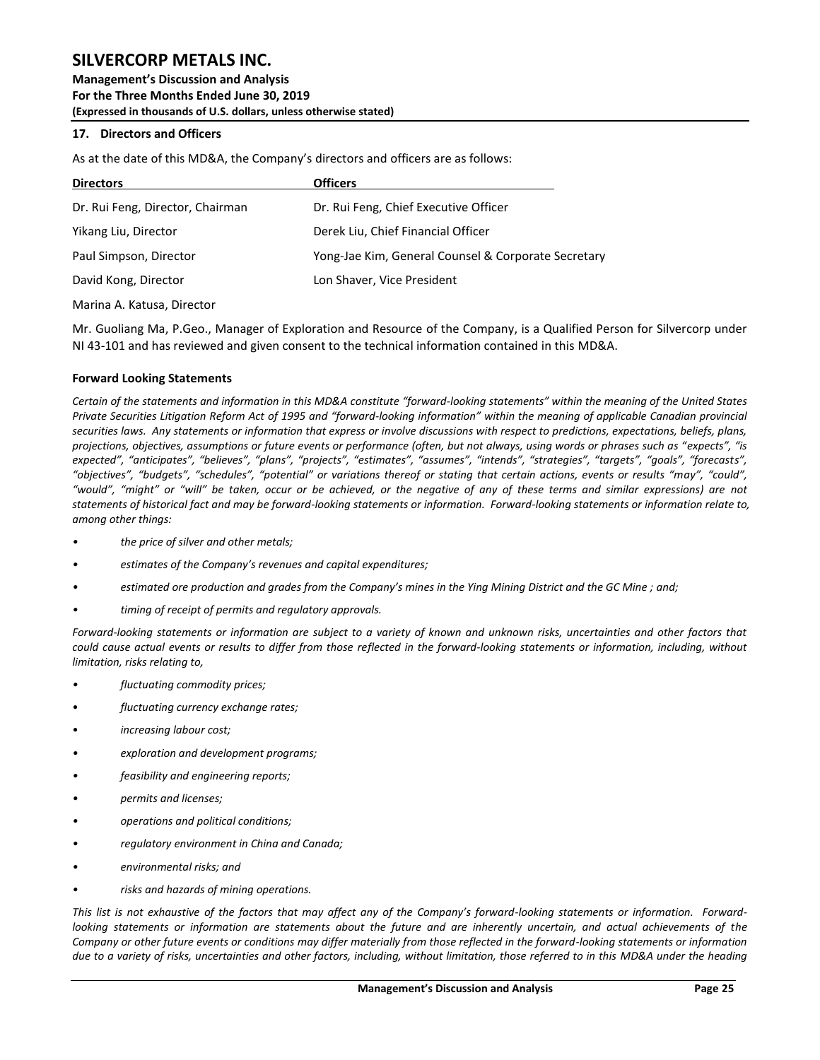## 17. Directors and Officers

As at the date of this MD&A, the Company's directors and officers are as follows:

| Directors | Officers |
|---|---|
| Dr. Rui Feng, Director, Chairman | Dr. Rui Feng, Chief Executive Officer |
| Yikang Liu, Director | Derek Liu, Chief Financial Officer |
| Paul Simpson, Director | Yong-Jae Kim, General Counsel & Corporate Secretary |
| David Kong, Director | Lon Shaver, Vice President |
| Marina A. Katusa, Director | |

Mr. Guoliang Ma, P.Geo., Manager of Exploration and Resource of the Company, is a Qualified Person for Silvercorp under NI 43-101 and has reviewed and given consent to the technical information contained in this MD&A.

### Forward Looking Statements

*Certain of the statements and information in this MD&A constitute "forward-looking statements" within the meaning of the United States Private Securities Litigation Reform Act of 1995 and "forward-looking information" within the meaning of applicable Canadian provincial securities laws. Any statements or information that express or involve discussions with respect to predictions, expectations, beliefs, plans, projections, objectives, assumptions or future events or performance (often, but not always, using words or phrases such as "expects", "is expected", "anticipates", "believes", "plans", "projects", "estimates", "assumes", "intends", "strategies", "targets", "goals", "forecasts", "objectives", "budgets", "schedules", "potential" or variations thereof or stating that certain actions, events or results "may", "could", "would", "might" or "will" be taken, occur or be achieved, or the negative of any of these terms and similar expressions) are not statements of historical fact and may be forward-looking statements or information. Forward-looking statements or information relate to, among other things:*

- *the price of silver and other metals;*
- *estimates of the Company's revenues and capital expenditures;*
- *estimated ore production and grades from the Company's mines in the Ying Mining District and the GC Mine ; and;*
- *timing of receipt of permits and regulatory approvals.*

*Forward-looking statements or information are subject to a variety of known and unknown risks, uncertainties and other factors that could cause actual events or results to differ from those reflected in the forward-looking statements or information, including, without limitation, risks relating to,*

- *fluctuating commodity prices;*
- *fluctuating currency exchange rates;*
- *increasing labour cost;*
- *exploration and development programs;*
- *feasibility and engineering reports;*
- *permits and licenses;*
- *operations and political conditions;*
- *regulatory environment in China and Canada;*
- *environmental risks; and*
- *risks and hazards of mining operations.*

*This list is not exhaustive of the factors that may affect any of the Company's forward-looking statements or information. Forward-looking statements or information are statements about the future and are inherently uncertain, and actual achievements of the Company or other future events or conditions may differ materially from those reflected in the forward-looking statements or information due to a variety of risks, uncertainties and other factors, including, without limitation, those referred to in this MD&A under the heading*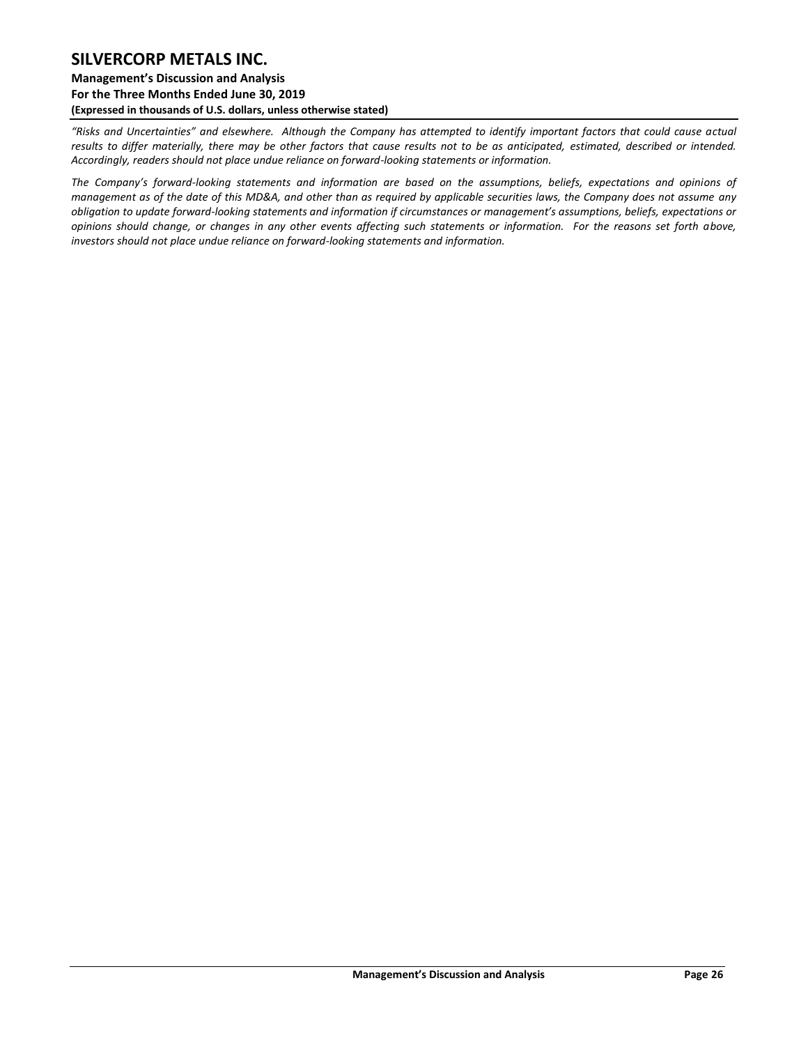*"Risks and Uncertainties" and elsewhere. Although the Company has attempted to identify important factors that could cause actual results to differ materially, there may be other factors that cause results not to be as anticipated, estimated, described or intended. Accordingly, readers should not place undue reliance on forward-looking statements or information.*

*The Company's forward-looking statements and information are based on the assumptions, beliefs, expectations and opinions of management as of the date of this MD&A, and other than as required by applicable securities laws, the Company does not assume any obligation to update forward-looking statements and information if circumstances or management's assumptions, beliefs, expectations or opinions should change, or changes in any other events affecting such statements or information. For the reasons set forth above, investors should not place undue reliance on forward-looking statements and information.*